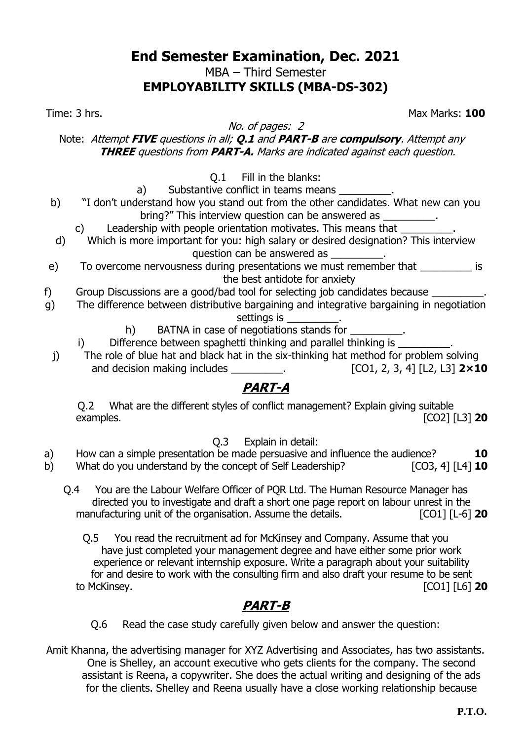# End Semester Examination, Dec. 2021

MBA – Third Semester

**EMPLOYABILITY SKILLS (MBA-DS-302)**

Time: 3 hrs. Max Marks: **100**

*No. of pages: 2*

Note: *Attempt **FIVE** questions in all; **Q.1** and **PART-B** are **compulsory**. Attempt any **THREE** questions from **PART-A.** Marks are indicated against each question.*

Q.1 Fill in the blanks:

a) Substantive conflict in teams means _________.

b) "I don't understand how you stand out from the other candidates. What new can you bring?" This interview question can be answered as _________.

c) Leadership with people orientation motivates. This means that _________.

d) Which is more important for you: high salary or desired designation? This interview question can be answered as _________.

e) To overcome nervousness during presentations we must remember that _________ is the best antidote for anxiety

f) Group Discussions are a good/bad tool for selecting job candidates because _________.

g) The difference between distributive bargaining and integrative bargaining in negotiation settings is _________.

h) BATNA in case of negotiations stands for _________.

i) Difference between spaghetti thinking and parallel thinking is _________.

j) The role of blue hat and black hat in the six-thinking hat method for problem solving and decision making includes _________. [CO1, 2, 3, 4] [L2, L3] **2×10**

## *PART-A*

Q.2 What are the different styles of conflict management? Explain giving suitable examples. [CO2] [L3] **20**

Q.3 Explain in detail:

a) How can a simple presentation be made persuasive and influence the audience? **10**

b) What do you understand by the concept of Self Leadership? [CO3, 4] [L4] **10**

Q.4 You are the Labour Welfare Officer of PQR Ltd. The Human Resource Manager has directed you to investigate and draft a short one page report on labour unrest in the manufacturing unit of the organisation. Assume the details. [CO1] [L-6] **20**

Q.5 You read the recruitment ad for McKinsey and Company. Assume that you have just completed your management degree and have either some prior work experience or relevant internship exposure. Write a paragraph about your suitability for and desire to work with the consulting firm and also draft your resume to be sent to McKinsey. [CO1] [L6] **20**

## *PART-B*

Q.6 Read the case study carefully given below and answer the question:

Amit Khanna, the advertising manager for XYZ Advertising and Associates, has two assistants. One is Shelley, an account executive who gets clients for the company. The second assistant is Reena, a copywriter. She does the actual writing and designing of the ads for the clients. Shelley and Reena usually have a close working relationship because

**P.T.O.**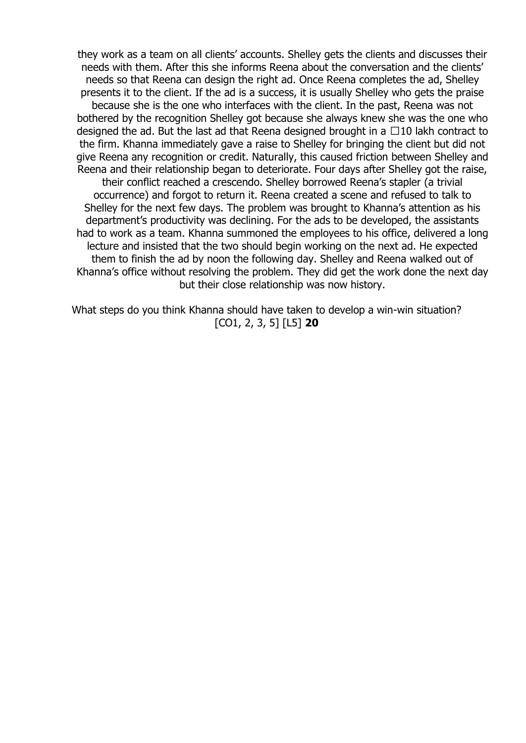they work as a team on all clients' accounts. Shelley gets the clients and discusses their needs with them. After this she informs Reena about the conversation and the clients' needs so that Reena can design the right ad. Once Reena completes the ad, Shelley presents it to the client. If the ad is a success, it is usually Shelley who gets the praise because she is the one who interfaces with the client. In the past, Reena was not bothered by the recognition Shelley got because she always knew she was the one who designed the ad. But the last ad that Reena designed brought in a ☐10 lakh contract to the firm. Khanna immediately gave a raise to Shelley for bringing the client but did not give Reena any recognition or credit. Naturally, this caused friction between Shelley and Reena and their relationship began to deteriorate. Four days after Shelley got the raise, their conflict reached a crescendo. Shelley borrowed Reena's stapler (a trivial occurrence) and forgot to return it. Reena created a scene and refused to talk to Shelley for the next few days. The problem was brought to Khanna's attention as his department's productivity was declining. For the ads to be developed, the assistants had to work as a team. Khanna summoned the employees to his office, delivered a long lecture and insisted that the two should begin working on the next ad. He expected them to finish the ad by noon the following day. Shelley and Reena walked out of Khanna's office without resolving the problem. They did get the work done the next day but their close relationship was now history.

What steps do you think Khanna should have taken to develop a win-win situation? [CO1, 2, 3, 5] [L5] **20**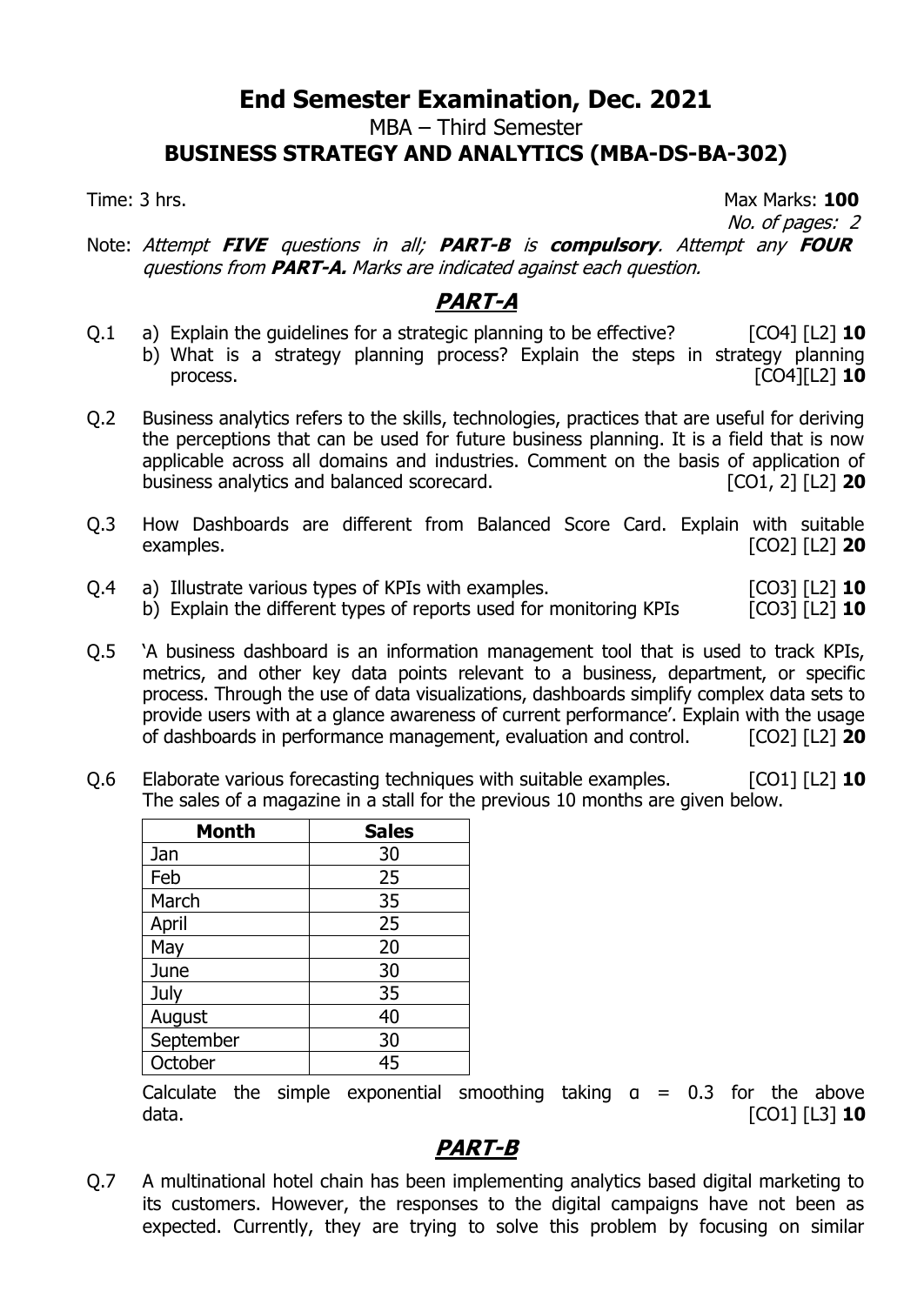# End Semester Examination, Dec. 2021

MBA – Third Semester

## BUSINESS STRATEGY AND ANALYTICS (MBA-DS-BA-302)

Time: 3 hrs. Max Marks: **100**

*No. of pages: 2*

Note: *Attempt **FIVE** questions in all; **PART-B** is **compulsory**. Attempt any **FOUR** questions from **PART-A.** Marks are indicated against each question.*

## PART-A

Q.1 a) Explain the guidelines for a strategic planning to be effective? [CO4] [L2] **10**

b) What is a strategy planning process? Explain the steps in strategy planning process. [CO4][L2] **10**

Q.2 Business analytics refers to the skills, technologies, practices that are useful for deriving the perceptions that can be used for future business planning. It is a field that is now applicable across all domains and industries. Comment on the basis of application of business analytics and balanced scorecard. [CO1, 2] [L2] **20**

Q.3 How Dashboards are different from Balanced Score Card. Explain with suitable examples. [CO2] [L2] **20**

Q.4 a) Illustrate various types of KPIs with examples. [CO3] [L2] **10**

b) Explain the different types of reports used for monitoring KPIs [CO3] [L2] **10**

Q.5 'A business dashboard is an information management tool that is used to track KPIs, metrics, and other key data points relevant to a business, department, or specific process. Through the use of data visualizations, dashboards simplify complex data sets to provide users with at a glance awareness of current performance'. Explain with the usage of dashboards in performance management, evaluation and control. [CO2] [L2] **20**

Q.6 Elaborate various forecasting techniques with suitable examples. [CO1] [L2] **10**

The sales of a magazine in a stall for the previous 10 months are given below.

| Month | Sales |
|---|---|
| Jan | 30 |
| Feb | 25 |
| March | 35 |
| April | 25 |
| May | 20 |
| June | 30 |
| July | 35 |
| August | 40 |
| September | 30 |
| October | 45 |

Calculate the simple exponential smoothing taking $\alpha = 0.3$ for the above data. [CO1] [L3] **10**

## PART-B

Q.7 A multinational hotel chain has been implementing analytics based digital marketing to its customers. However, the responses to the digital campaigns have not been as expected. Currently, they are trying to solve this problem by focusing on similar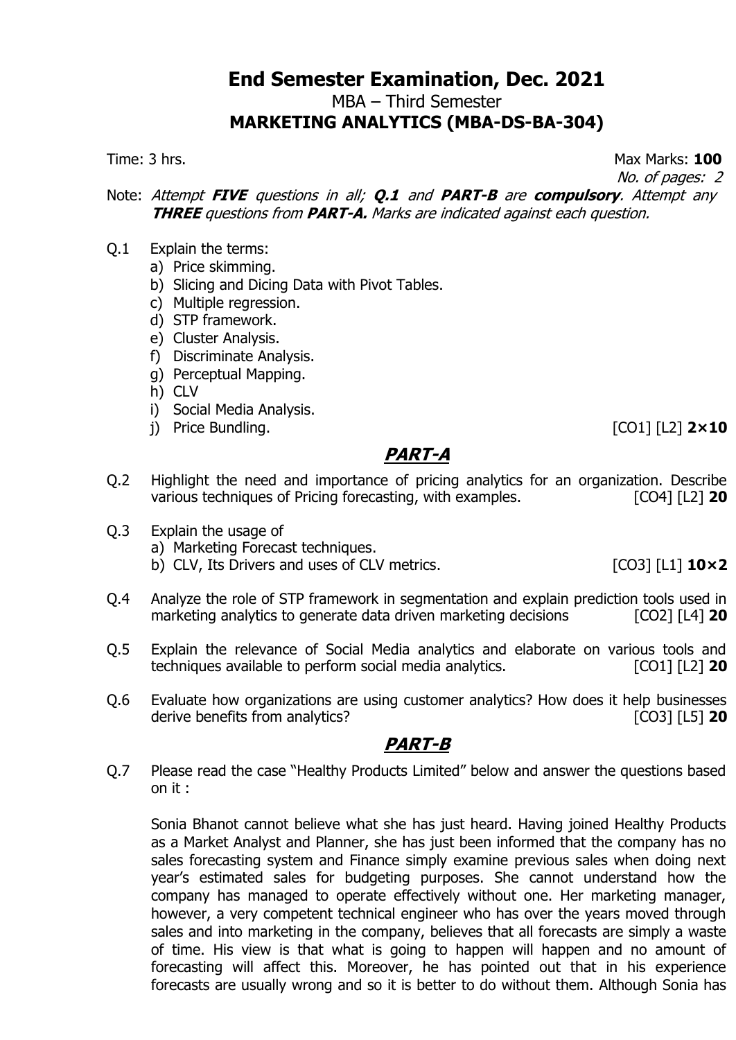# End Semester Examination, Dec. 2021

MBA – Third Semester

**MARKETING ANALYTICS (MBA-DS-BA-304)**

Time: 3 hrs. Max Marks: **100**

*No. of pages: 2*

Note: *Attempt **FIVE** questions in all; **Q.1** and **PART-B** are **compulsory**. Attempt any **THREE** questions from **PART-A.** Marks are indicated against each question.*

Q.1 Explain the terms:

a) Price skimming.
b) Slicing and Dicing Data with Pivot Tables.
c) Multiple regression.
d) STP framework.
e) Cluster Analysis.
f) Discriminate Analysis.
g) Perceptual Mapping.
h) CLV
i) Social Media Analysis.
j) Price Bundling. [CO1] [L2] **2×10**

## ***PART-A***

Q.2 Highlight the need and importance of pricing analytics for an organization. Describe various techniques of Pricing forecasting, with examples. [CO4] [L2] **20**

Q.3 Explain the usage of

a) Marketing Forecast techniques.
b) CLV, Its Drivers and uses of CLV metrics. [CO3] [L1] **10×2**

Q.4 Analyze the role of STP framework in segmentation and explain prediction tools used in marketing analytics to generate data driven marketing decisions [CO2] [L4] **20**

Q.5 Explain the relevance of Social Media analytics and elaborate on various tools and techniques available to perform social media analytics. [CO1] [L2] **20**

Q.6 Evaluate how organizations are using customer analytics? How does it help businesses derive benefits from analytics? [CO3] [L5] **20**

## ***PART-B***

Q.7 Please read the case "Healthy Products Limited" below and answer the questions based on it :

Sonia Bhanot cannot believe what she has just heard. Having joined Healthy Products as a Market Analyst and Planner, she has just been informed that the company has no sales forecasting system and Finance simply examine previous sales when doing next year's estimated sales for budgeting purposes. She cannot understand how the company has managed to operate effectively without one. Her marketing manager, however, a very competent technical engineer who has over the years moved through sales and into marketing in the company, believes that all forecasts are simply a waste of time. His view is that what is going to happen will happen and no amount of forecasting will affect this. Moreover, he has pointed out that in his experience forecasts are usually wrong and so it is better to do without them. Although Sonia has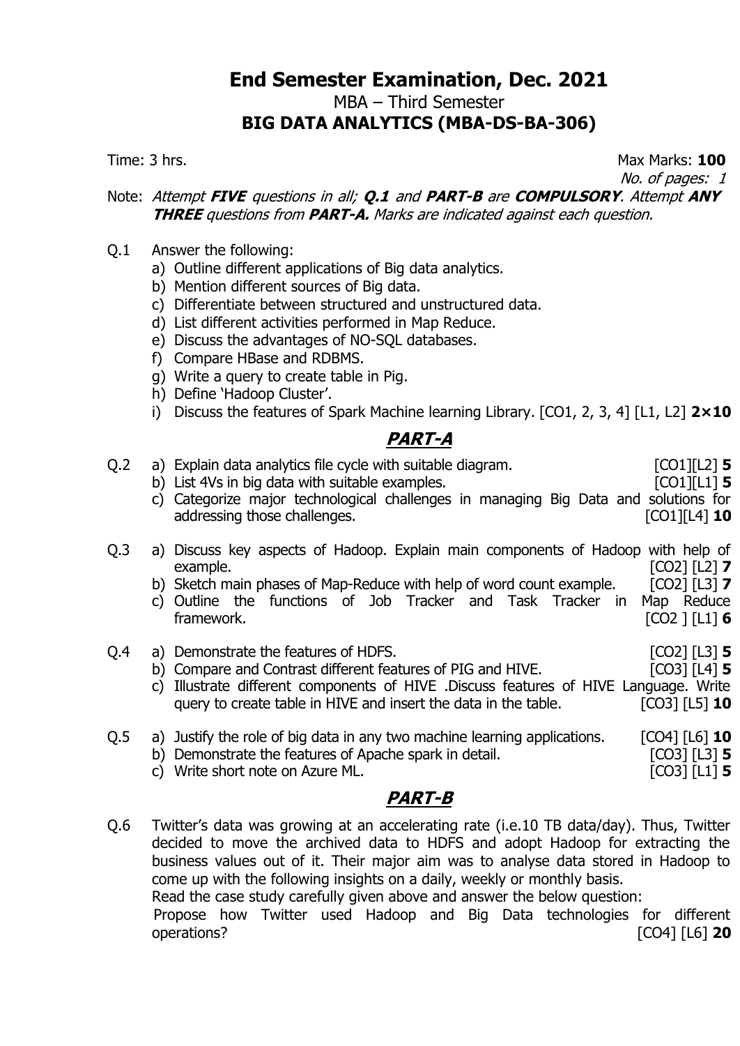# End Semester Examination, Dec. 2021

## MBA – Third Semester

## BIG DATA ANALYTICS (MBA-DS-BA-306)

Time: 3 hrs. Max Marks: **100**

*No. of pages: 1*

Note: *Attempt* ***FIVE*** *questions in all;* ***Q.1*** *and* ***PART-B*** *are* ***COMPULSORY****. Attempt* ***ANY THREE*** *questions from* ***PART-A.*** *Marks are indicated against each question.*

Q.1 Answer the following:

a) Outline different applications of Big data analytics.
b) Mention different sources of Big data.
c) Differentiate between structured and unstructured data.
d) List different activities performed in Map Reduce.
e) Discuss the advantages of NO-SQL databases.
f) Compare HBase and RDBMS.
g) Write a query to create table in Pig.
h) Define 'Hadoop Cluster'.
i) Discuss the features of Spark Machine learning Library. [CO1, 2, 3, 4] [L1, L2] **2×10**

## *PART-A*

Q.2 a) Explain data analytics file cycle with suitable diagram. [CO1][L2] **5**

b) List 4Vs in big data with suitable examples. [CO1][L1] **5**

c) Categorize major technological challenges in managing Big Data and solutions for addressing those challenges. [CO1][L4] **10**

Q.3 a) Discuss key aspects of Hadoop. Explain main components of Hadoop with help of example. [CO2] [L2] **7**

b) Sketch main phases of Map-Reduce with help of word count example. [CO2] [L3] **7**

c) Outline the functions of Job Tracker and Task Tracker in Map Reduce framework. [CO2 ] [L1] **6**

Q.4 a) Demonstrate the features of HDFS. [CO2] [L3] **5**

b) Compare and Contrast different features of PIG and HIVE. [CO3] [L4] **5**

c) Illustrate different components of HIVE .Discuss features of HIVE Language. Write query to create table in HIVE and insert the data in the table. [CO3] [L5] **10**

Q.5 a) Justify the role of big data in any two machine learning applications. [CO4] [L6] **10**

b) Demonstrate the features of Apache spark in detail. [CO3] [L3] **5**

c) Write short note on Azure ML. [CO3] [L1] **5**

## *PART-B*

Q.6 Twitter's data was growing at an accelerating rate (i.e.10 TB data/day). Thus, Twitter decided to move the archived data to HDFS and adopt Hadoop for extracting the business values out of it. Their major aim was to analyse data stored in Hadoop to come up with the following insights on a daily, weekly or monthly basis.

Read the case study carefully given above and answer the below question:

Propose how Twitter used Hadoop and Big Data technologies for different operations? [CO4] [L6] **20**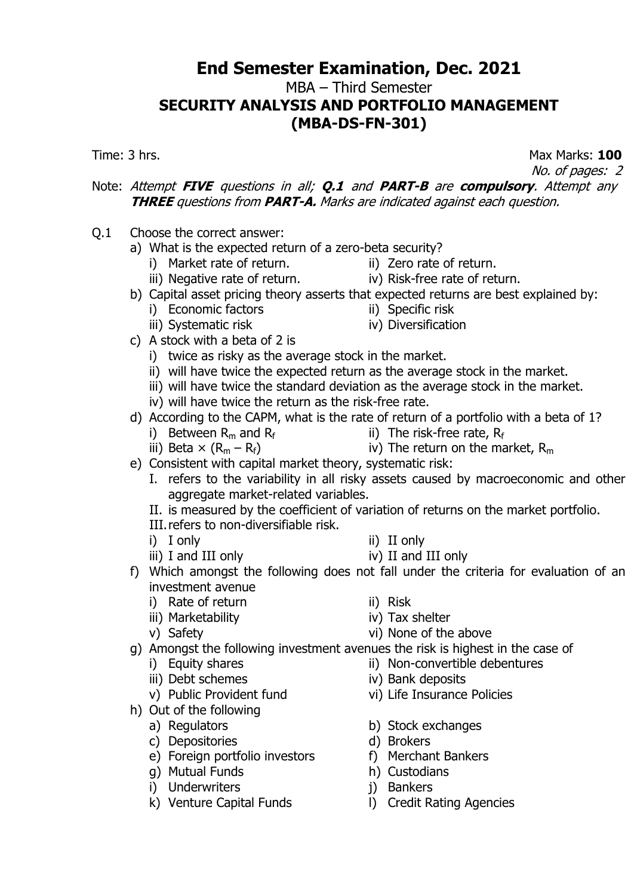# End Semester Examination, Dec. 2021

## MBA – Third Semester

## SECURITY ANALYSIS AND PORTFOLIO MANAGEMENT (MBA-DS-FN-301)

Time: 3 hrs. Max Marks: **100**

*No. of pages: 2*

Note: *Attempt* ***FIVE*** *questions in all;* ***Q.1*** *and* ***PART-B*** *are* ***compulsory****. Attempt any* ***THREE*** *questions from* ***PART-A.*** *Marks are indicated against each question.*

Q.1 Choose the correct answer:

a) What is the expected return of a zero-beta security?
   - i) Market rate of return.
   - ii) Zero rate of return.
   - iii) Negative rate of return.
   - iv) Risk-free rate of return.

b) Capital asset pricing theory asserts that expected returns are best explained by:
   - i) Economic factors
   - ii) Specific risk
   - iii) Systematic risk
   - iv) Diversification

c) A stock with a beta of 2 is
   - i) twice as risky as the average stock in the market.
   - ii) will have twice the expected return as the average stock in the market.
   - iii) will have twice the standard deviation as the average stock in the market.
   - iv) will have twice the return as the risk-free rate.

d) According to the CAPM, what is the rate of return of a portfolio with a beta of 1?
   - i) Between $R_m$ and $R_f$
   - ii) The risk-free rate, $R_f$
   - iii) Beta × ($R_m$ – $R_f$)
   - iv) The return on the market, $R_m$

e) Consistent with capital market theory, systematic risk:
   - I. refers to the variability in all risky assets caused by macroeconomic and other aggregate market-related variables.
   - II. is measured by the coefficient of variation of returns on the market portfolio.
   - III. refers to non-diversifiable risk.
   - i) I only
   - ii) II only
   - iii) I and III only
   - iv) II and III only

f) Which amongst the following does not fall under the criteria for evaluation of an investment avenue
   - i) Rate of return
   - ii) Risk
   - iii) Marketability
   - iv) Tax shelter
   - v) Safety
   - vi) None of the above

g) Amongst the following investment avenues the risk is highest in the case of
   - i) Equity shares
   - ii) Non-convertible debentures
   - iii) Debt schemes
   - iv) Bank deposits
   - v) Public Provident fund
   - vi) Life Insurance Policies

h) Out of the following
   - a) Regulators
   - b) Stock exchanges
   - c) Depositories
   - d) Brokers
   - e) Foreign portfolio investors
   - f) Merchant Bankers
   - g) Mutual Funds
   - h) Custodians
   - i) Underwriters
   - j) Bankers
   - k) Venture Capital Funds
   - l) Credit Rating Agencies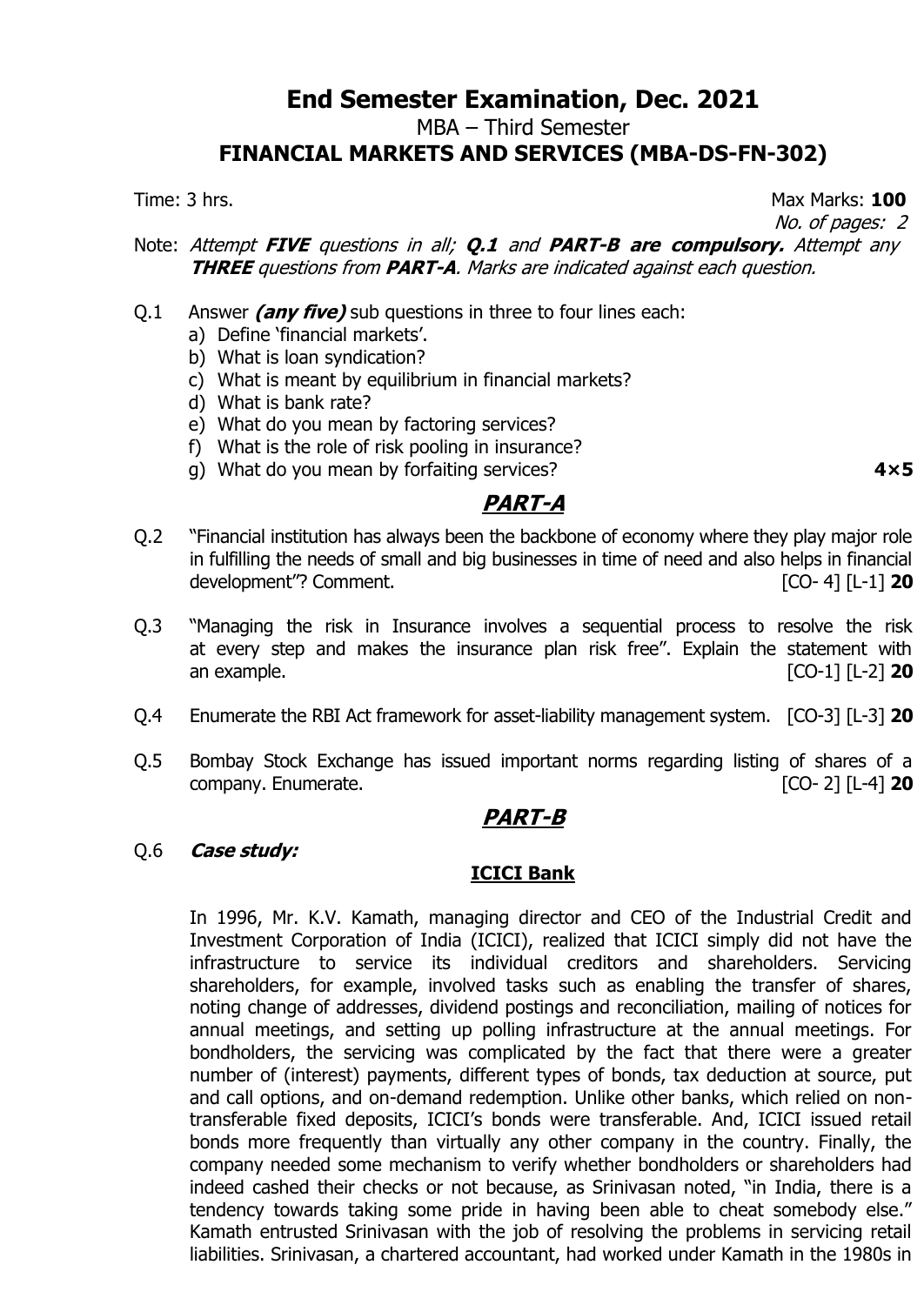# End Semester Examination, Dec. 2021

## MBA – Third Semester

## FINANCIAL MARKETS AND SERVICES (MBA-DS-FN-302)

Time: 3 hrs. Max Marks: **100**

*No. of pages: 2*

Note: *Attempt* ***FIVE*** *questions in all;* ***Q.1*** *and* ***PART-B are compulsory.*** *Attempt any* ***THREE*** *questions from* ***PART-A****. Marks are indicated against each question.*

Q.1 Answer ***(any five)*** sub questions in three to four lines each:

a) Define 'financial markets'.
b) What is loan syndication?
c) What is meant by equilibrium in financial markets?
d) What is bank rate?
e) What do you mean by factoring services?
f) What is the role of risk pooling in insurance?
g) What do you mean by forfaiting services? **4×5**

## PART-A

Q.2 "Financial institution has always been the backbone of economy where they play major role in fulfilling the needs of small and big businesses in time of need and also helps in financial development"? Comment. [CO- 4] [L-1] **20**

Q.3 "Managing the risk in Insurance involves a sequential process to resolve the risk at every step and makes the insurance plan risk free". Explain the statement with an example. [CO-1] [L-2] **20**

Q.4 Enumerate the RBI Act framework for asset-liability management system. [CO-3] [L-3] **20**

Q.5 Bombay Stock Exchange has issued important norms regarding listing of shares of a company. Enumerate. [CO- 2] [L-4] **20**

## PART-B

Q.6 ***Case study:***

**ICICI Bank**

In 1996, Mr. K.V. Kamath, managing director and CEO of the Industrial Credit and Investment Corporation of India (ICICI), realized that ICICI simply did not have the infrastructure to service its individual creditors and shareholders. Servicing shareholders, for example, involved tasks such as enabling the transfer of shares, noting change of addresses, dividend postings and reconciliation, mailing of notices for annual meetings, and setting up polling infrastructure at the annual meetings. For bondholders, the servicing was complicated by the fact that there were a greater number of (interest) payments, different types of bonds, tax deduction at source, put and call options, and on-demand redemption. Unlike other banks, which relied on non-transferable fixed deposits, ICICI's bonds were transferable. And, ICICI issued retail bonds more frequently than virtually any other company in the country. Finally, the company needed some mechanism to verify whether bondholders or shareholders had indeed cashed their checks or not because, as Srinivasan noted, "in India, there is a tendency towards taking some pride in having been able to cheat somebody else." Kamath entrusted Srinivasan with the job of resolving the problems in servicing retail liabilities. Srinivasan, a chartered accountant, had worked under Kamath in the 1980s in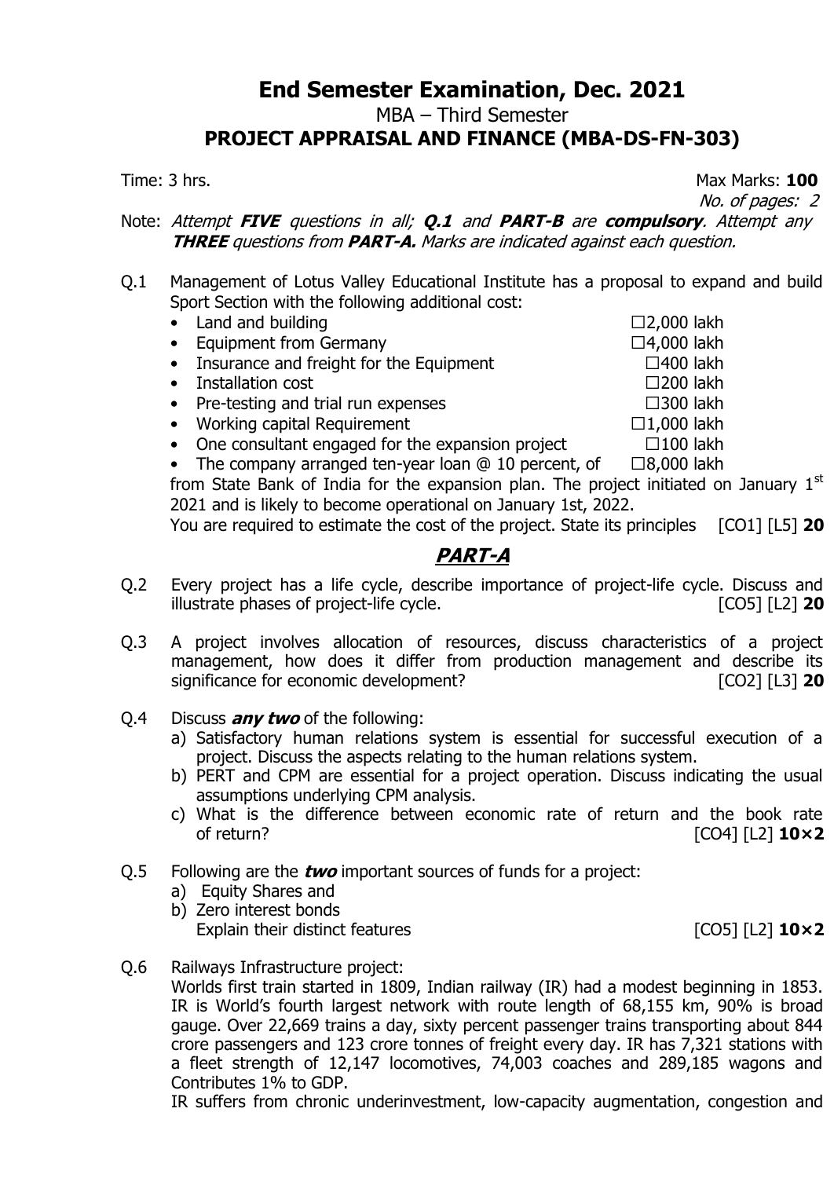# End Semester Examination, Dec. 2021

MBA – Third Semester

**PROJECT APPRAISAL AND FINANCE (MBA-DS-FN-303)**

Time: 3 hrs. Max Marks: **100**

*No. of pages: 2*

Note: *Attempt **FIVE** questions in all; **Q.1** and **PART-B** are **compulsory**. Attempt any **THREE** questions from **PART-A.** Marks are indicated against each question.*

Q.1 Management of Lotus Valley Educational Institute has a proposal to expand and build Sport Section with the following additional cost:

- Land and building ☐2,000 lakh
- Equipment from Germany ☐4,000 lakh
- Insurance and freight for the Equipment ☐400 lakh
- Installation cost ☐200 lakh
- Pre-testing and trial run expenses ☐300 lakh
- Working capital Requirement ☐1,000 lakh
- One consultant engaged for the expansion project ☐100 lakh
- The company arranged ten-year loan @ 10 percent, of ☐8,000 lakh

from State Bank of India for the expansion plan. The project initiated on January 1st 2021 and is likely to become operational on January 1st, 2022.

You are required to estimate the cost of the project. State its principles [CO1] [L5] **20**

## ***PART-A***

Q.2 Every project has a life cycle, describe importance of project-life cycle. Discuss and illustrate phases of project-life cycle. [CO5] [L2] **20**

Q.3 A project involves allocation of resources, discuss characteristics of a project management, how does it differ from production management and describe its significance for economic development? [CO2] [L3] **20**

Q.4 Discuss ***any two*** of the following:

a) Satisfactory human relations system is essential for successful execution of a project. Discuss the aspects relating to the human relations system.

b) PERT and CPM are essential for a project operation. Discuss indicating the usual assumptions underlying CPM analysis.

c) What is the difference between economic rate of return and the book rate of return? [CO4] [L2] **10×2**

Q.5 Following are the ***two*** important sources of funds for a project:

a) Equity Shares and

b) Zero interest bonds

Explain their distinct features [CO5] [L2] **10×2**

Q.6 Railways Infrastructure project:

Worlds first train started in 1809, Indian railway (IR) had a modest beginning in 1853. IR is World's fourth largest network with route length of 68,155 km, 90% is broad gauge. Over 22,669 trains a day, sixty percent passenger trains transporting about 844 crore passengers and 123 crore tonnes of freight every day. IR has 7,321 stations with a fleet strength of 12,147 locomotives, 74,003 coaches and 289,185 wagons and Contributes 1% to GDP.

IR suffers from chronic underinvestment, low-capacity augmentation, congestion and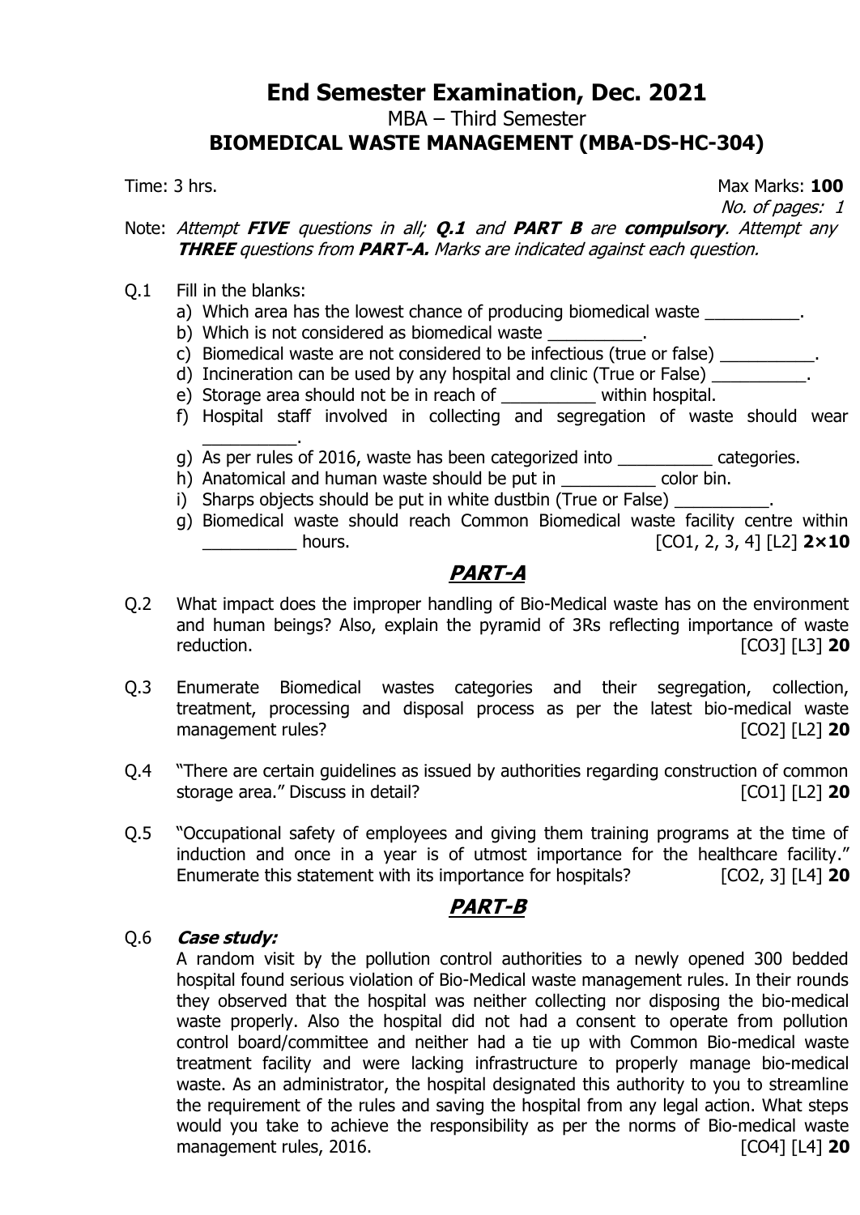# End Semester Examination, Dec. 2021

MBA – Third Semester

## BIOMEDICAL WASTE MANAGEMENT (MBA-DS-HC-304)

Time: 3 hrs. Max Marks: **100**

*No. of pages: 1*

Note: *Attempt **FIVE** questions in all; **Q.1** and **PART B** are **compulsory**. Attempt any **THREE** questions from **PART-A**. Marks are indicated against each question.*

Q.1 Fill in the blanks:

a) Which area has the lowest chance of producing biomedical waste __________.
b) Which is not considered as biomedical waste __________.
c) Biomedical waste are not considered to be infectious (true or false) __________.
d) Incineration can be used by any hospital and clinic (True or False) __________.
e) Storage area should not be in reach of __________ within hospital.
f) Hospital staff involved in collecting and segregation of waste should wear __________.
g) As per rules of 2016, waste has been categorized into __________ categories.
h) Anatomical and human waste should be put in __________ color bin.
i) Sharps objects should be put in white dustbin (True or False) __________.
g) Biomedical waste should reach Common Biomedical waste facility centre within __________ hours. [CO1, 2, 3, 4] [L2] **2×10**

## *PART-A*

Q.2 What impact does the improper handling of Bio-Medical waste has on the environment and human beings? Also, explain the pyramid of 3Rs reflecting importance of waste reduction. [CO3] [L3] **20**

Q.3 Enumerate Biomedical wastes categories and their segregation, collection, treatment, processing and disposal process as per the latest bio-medical waste management rules? [CO2] [L2] **20**

Q.4 "There are certain guidelines as issued by authorities regarding construction of common storage area." Discuss in detail? [CO1] [L2] **20**

Q.5 "Occupational safety of employees and giving them training programs at the time of induction and once in a year is of utmost importance for the healthcare facility." Enumerate this statement with its importance for hospitals? [CO2, 3] [L4] **20**

## *PART-B*

Q.6 ***Case study:***

A random visit by the pollution control authorities to a newly opened 300 bedded hospital found serious violation of Bio-Medical waste management rules. In their rounds they observed that the hospital was neither collecting nor disposing the bio-medical waste properly. Also the hospital did not had a consent to operate from pollution control board/committee and neither had a tie up with Common Bio-medical waste treatment facility and were lacking infrastructure to properly manage bio-medical waste. As an administrator, the hospital designated this authority to you to streamline the requirement of the rules and saving the hospital from any legal action. What steps would you take to achieve the responsibility as per the norms of Bio-medical waste management rules, 2016. [CO4] [L4] **20**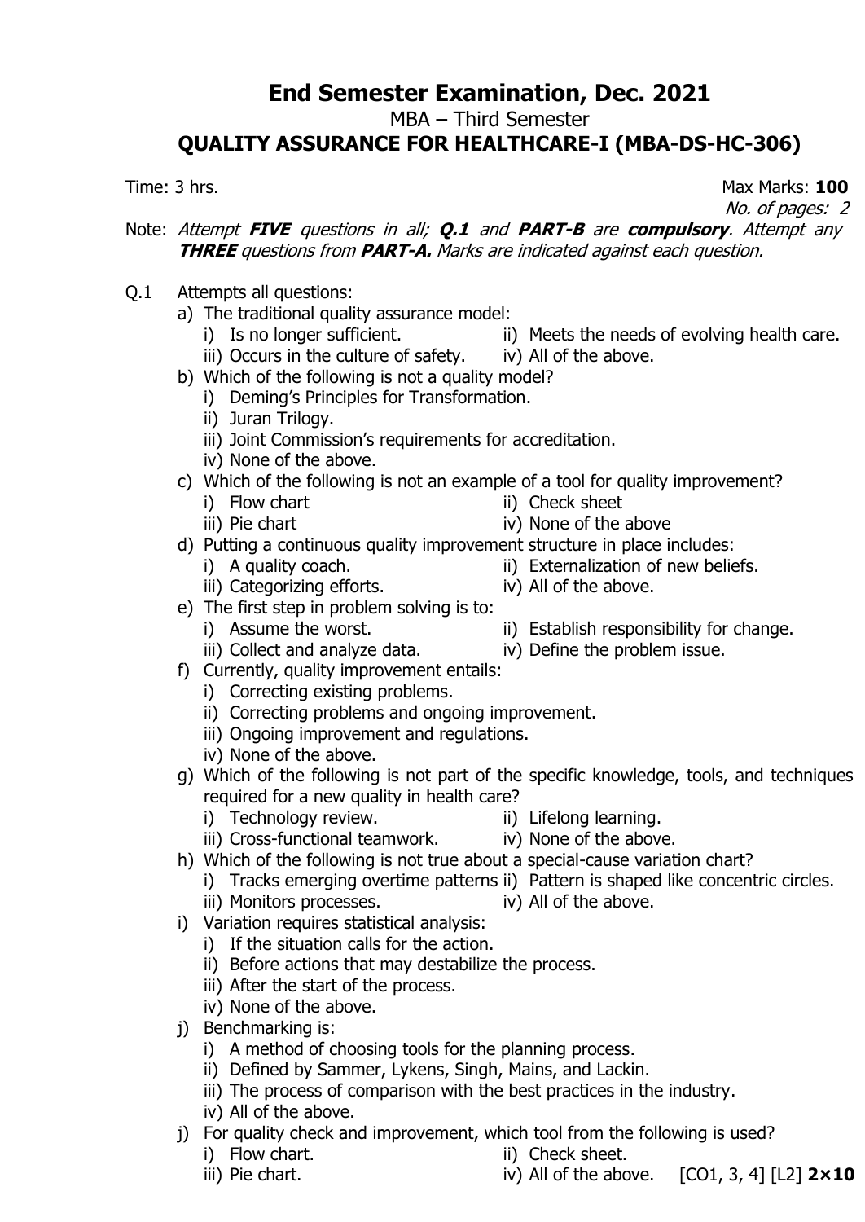# End Semester Examination, Dec. 2021

MBA – Third Semester

## QUALITY ASSURANCE FOR HEALTHCARE-I (MBA-DS-HC-306)

Time: 3 hrs. Max Marks: **100**

*No. of pages: 2*

Note: *Attempt **FIVE** questions in all; **Q.1** and **PART-B** are **compulsory**. Attempt any **THREE** questions from **PART-A**. Marks are indicated against each question.*

Q.1 Attempts all questions:

a) The traditional quality assurance model:
   i) Is no longer sufficient.
   ii) Meets the needs of evolving health care.
   iii) Occurs in the culture of safety.
   iv) All of the above.

b) Which of the following is not a quality model?
   i) Deming's Principles for Transformation.
   ii) Juran Trilogy.
   iii) Joint Commission's requirements for accreditation.
   iv) None of the above.

c) Which of the following is not an example of a tool for quality improvement?
   i) Flow chart
   ii) Check sheet
   iii) Pie chart
   iv) None of the above

d) Putting a continuous quality improvement structure in place includes:
   i) A quality coach.
   ii) Externalization of new beliefs.
   iii) Categorizing efforts.
   iv) All of the above.

e) The first step in problem solving is to:
   i) Assume the worst.
   ii) Establish responsibility for change.
   iii) Collect and analyze data.
   iv) Define the problem issue.

f) Currently, quality improvement entails:
   i) Correcting existing problems.
   ii) Correcting problems and ongoing improvement.
   iii) Ongoing improvement and regulations.
   iv) None of the above.

g) Which of the following is not part of the specific knowledge, tools, and techniques required for a new quality in health care?
   i) Technology review.
   ii) Lifelong learning.
   iii) Cross-functional teamwork.
   iv) None of the above.

h) Which of the following is not true about a special-cause variation chart?
   i) Tracks emerging overtime patterns
   ii) Pattern is shaped like concentric circles.
   iii) Monitors processes.
   iv) All of the above.

i) Variation requires statistical analysis:
   i) If the situation calls for the action.
   ii) Before actions that may destabilize the process.
   iii) After the start of the process.
   iv) None of the above.

j) Benchmarking is:
   i) A method of choosing tools for the planning process.
   ii) Defined by Sammer, Lykens, Singh, Mains, and Lackin.
   iii) The process of comparison with the best practices in the industry.
   iv) All of the above.

j) For quality check and improvement, which tool from the following is used?
   i) Flow chart.
   ii) Check sheet.
   iii) Pie chart.
   iv) All of the above.

[CO1, 3, 4] [L2] **2×10**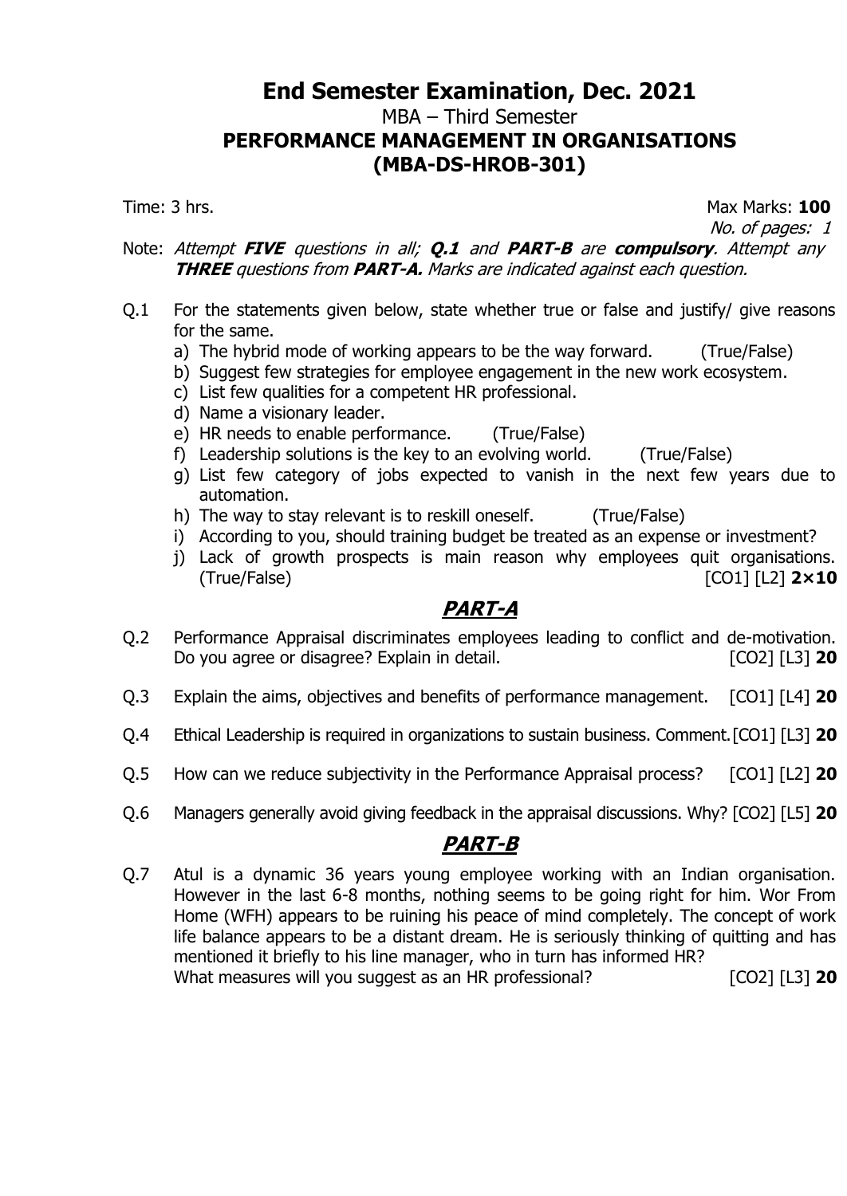# End Semester Examination, Dec. 2021

## MBA – Third Semester

## PERFORMANCE MANAGEMENT IN ORGANISATIONS (MBA-DS-HROB-301)

Time: 3 hrs. Max Marks: **100**

*No. of pages: 1*

Note: *Attempt* ***FIVE*** *questions in all;* ***Q.1*** *and* ***PART-B*** *are* ***compulsory****. Attempt any* ***THREE*** *questions from* ***PART-A.*** *Marks are indicated against each question.*

Q.1 For the statements given below, state whether true or false and justify/ give reasons for the same.

a) The hybrid mode of working appears to be the way forward. (True/False)
b) Suggest few strategies for employee engagement in the new work ecosystem.
c) List few qualities for a competent HR professional.
d) Name a visionary leader.
e) HR needs to enable performance. (True/False)
f) Leadership solutions is the key to an evolving world. (True/False)
g) List few category of jobs expected to vanish in the next few years due to automation.
h) The way to stay relevant is to reskill oneself. (True/False)
i) According to you, should training budget be treated as an expense or investment?
j) Lack of growth prospects is main reason why employees quit organisations. (True/False) [CO1] [L2] **2×10**

## *PART-A*

Q.2 Performance Appraisal discriminates employees leading to conflict and de-motivation. Do you agree or disagree? Explain in detail. [CO2] [L3] **20**

Q.3 Explain the aims, objectives and benefits of performance management. [CO1] [L4] **20**

Q.4 Ethical Leadership is required in organizations to sustain business. Comment. [CO1] [L3] **20**

Q.5 How can we reduce subjectivity in the Performance Appraisal process? [CO1] [L2] **20**

Q.6 Managers generally avoid giving feedback in the appraisal discussions. Why? [CO2] [L5] **20**

## *PART-B*

Q.7 Atul is a dynamic 36 years young employee working with an Indian organisation. However in the last 6-8 months, nothing seems to be going right for him. Wor From Home (WFH) appears to be ruining his peace of mind completely. The concept of work life balance appears to be a distant dream. He is seriously thinking of quitting and has mentioned it briefly to his line manager, who in turn has informed HR?
What measures will you suggest as an HR professional? [CO2] [L3] **20**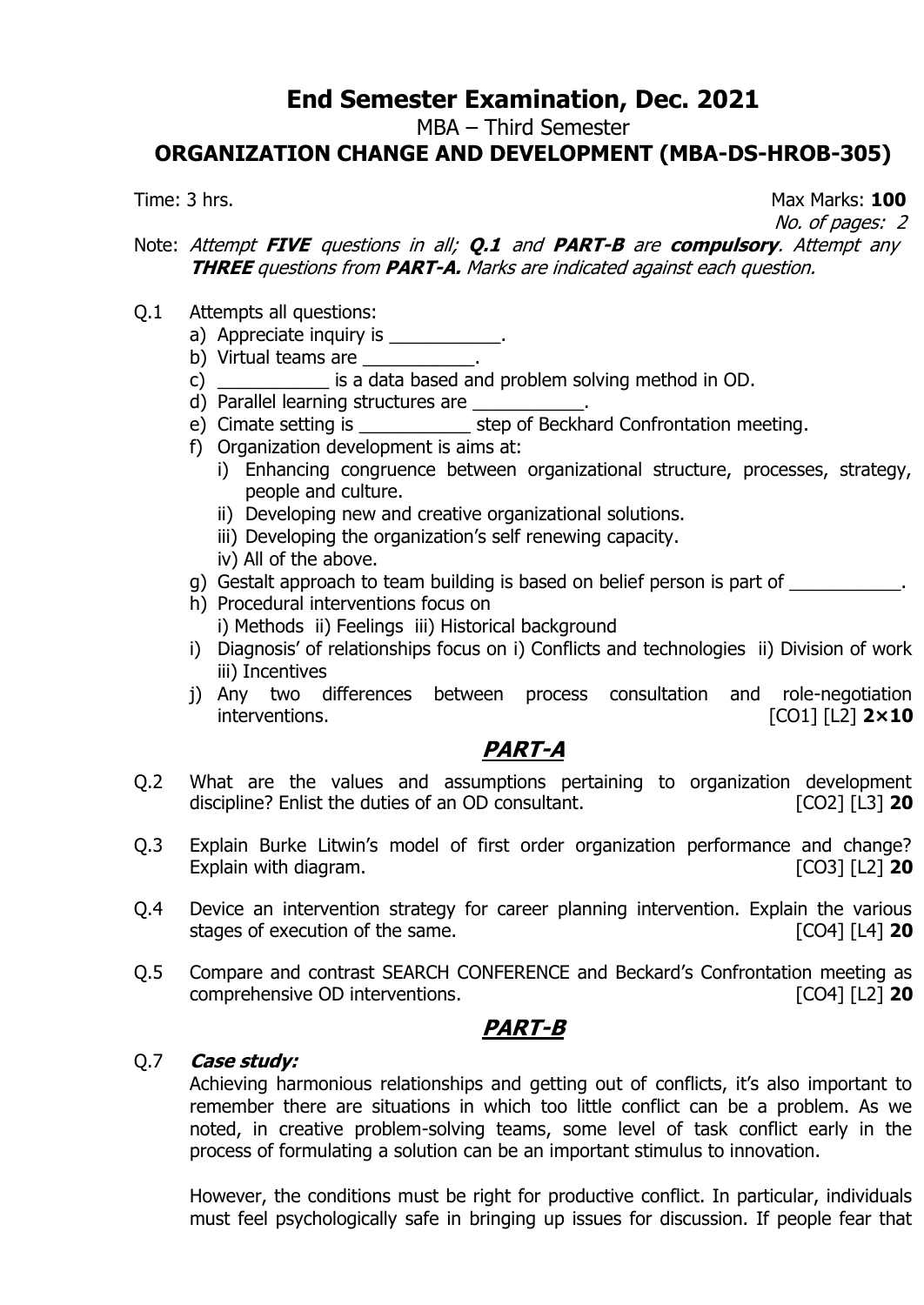# End Semester Examination, Dec. 2021

MBA – Third Semester

**ORGANIZATION CHANGE AND DEVELOPMENT (MBA-DS-HROB-305)**

Time: 3 hrs. Max Marks: **100**

*No. of pages: 2*

Note: *Attempt **FIVE** questions in all; **Q.1** and **PART-B** are **compulsory**. Attempt any **THREE** questions from **PART-A.** Marks are indicated against each question.*

Q.1 Attempts all questions:

a) Appreciate inquiry is ___________.

b) Virtual teams are ___________.

c) ___________ is a data based and problem solving method in OD.

d) Parallel learning structures are ___________.

e) Cimate setting is ___________ step of Beckhard Confrontation meeting.

f) Organization development is aims at:

  i) Enhancing congruence between organizational structure, processes, strategy, people and culture.

  ii) Developing new and creative organizational solutions.

  iii) Developing the organization's self renewing capacity.

  iv) All of the above.

g) Gestalt approach to team building is based on belief person is part of ___________.

h) Procedural interventions focus on

  i) Methods ii) Feelings iii) Historical background

i) Diagnosis' of relationships focus on i) Conflicts and technologies ii) Division of work iii) Incentives

j) Any two differences between process consultation and role-negotiation interventions. [CO1] [L2] **2×10**

## PART-A

Q.2 What are the values and assumptions pertaining to organization development discipline? Enlist the duties of an OD consultant. [CO2] [L3] **20**

Q.3 Explain Burke Litwin's model of first order organization performance and change? Explain with diagram. [CO3] [L2] **20**

Q.4 Device an intervention strategy for career planning intervention. Explain the various stages of execution of the same. [CO4] [L4] **20**

Q.5 Compare and contrast SEARCH CONFERENCE and Beckard's Confrontation meeting as comprehensive OD interventions. [CO4] [L2] **20**

## PART-B

Q.7 ***Case study:***

Achieving harmonious relationships and getting out of conflicts, it's also important to remember there are situations in which too little conflict can be a problem. As we noted, in creative problem-solving teams, some level of task conflict early in the process of formulating a solution can be an important stimulus to innovation.

However, the conditions must be right for productive conflict. In particular, individuals must feel psychologically safe in bringing up issues for discussion. If people fear that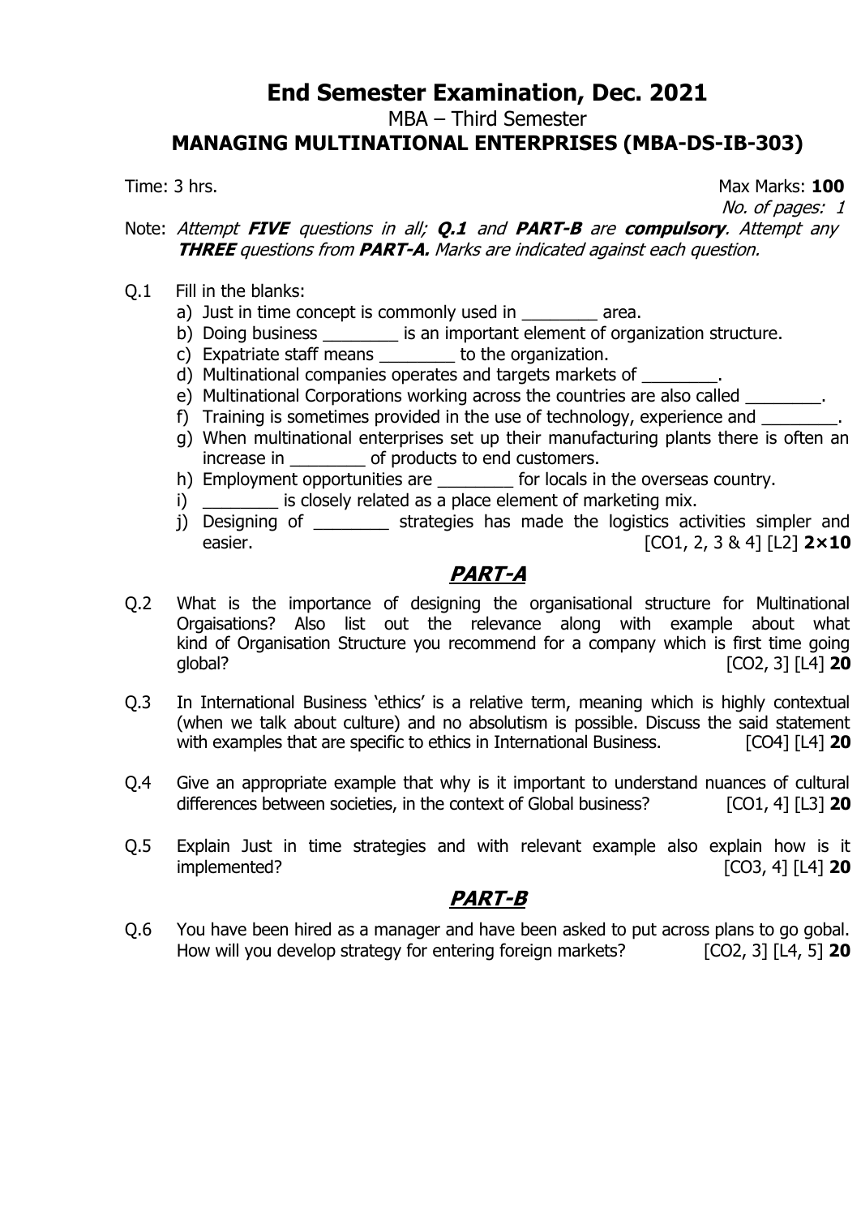# End Semester Examination, Dec. 2021

MBA – Third Semester

**MANAGING MULTINATIONAL ENTERPRISES (MBA-DS-IB-303)**

Time: 3 hrs. Max Marks: **100**

*No. of pages: 1*

Note: *Attempt **FIVE** questions in all; **Q.1** and **PART-B** are **compulsory**. Attempt any **THREE** questions from **PART-A.** Marks are indicated against each question.*

Q.1 Fill in the blanks:

a) Just in time concept is commonly used in ________ area.

b) Doing business ________ is an important element of organization structure.

c) Expatriate staff means ________ to the organization.

d) Multinational companies operates and targets markets of ________.

e) Multinational Corporations working across the countries are also called ________.

f) Training is sometimes provided in the use of technology, experience and ________.

g) When multinational enterprises set up their manufacturing plants there is often an increase in ________ of products to end customers.

h) Employment opportunities are ________ for locals in the overseas country.

i) ________ is closely related as a place element of marketing mix.

j) Designing of ________ strategies has made the logistics activities simpler and easier. [CO1, 2, 3 & 4] [L2] **2×10**

## PART-A

Q.2 What is the importance of designing the organisational structure for Multinational Orgaisations? Also list out the relevance along with example about what kind of Organisation Structure you recommend for a company which is first time going global? [CO2, 3] [L4] **20**

Q.3 In International Business 'ethics' is a relative term, meaning which is highly contextual (when we talk about culture) and no absolutism is possible. Discuss the said statement with examples that are specific to ethics in International Business. [CO4] [L4] **20**

Q.4 Give an appropriate example that why is it important to understand nuances of cultural differences between societies, in the context of Global business? [CO1, 4] [L3] **20**

Q.5 Explain Just in time strategies and with relevant example also explain how is it implemented? [CO3, 4] [L4] **20**

## PART-B

Q.6 You have been hired as a manager and have been asked to put across plans to go gobal. How will you develop strategy for entering foreign markets? [CO2, 3] [L4, 5] **20**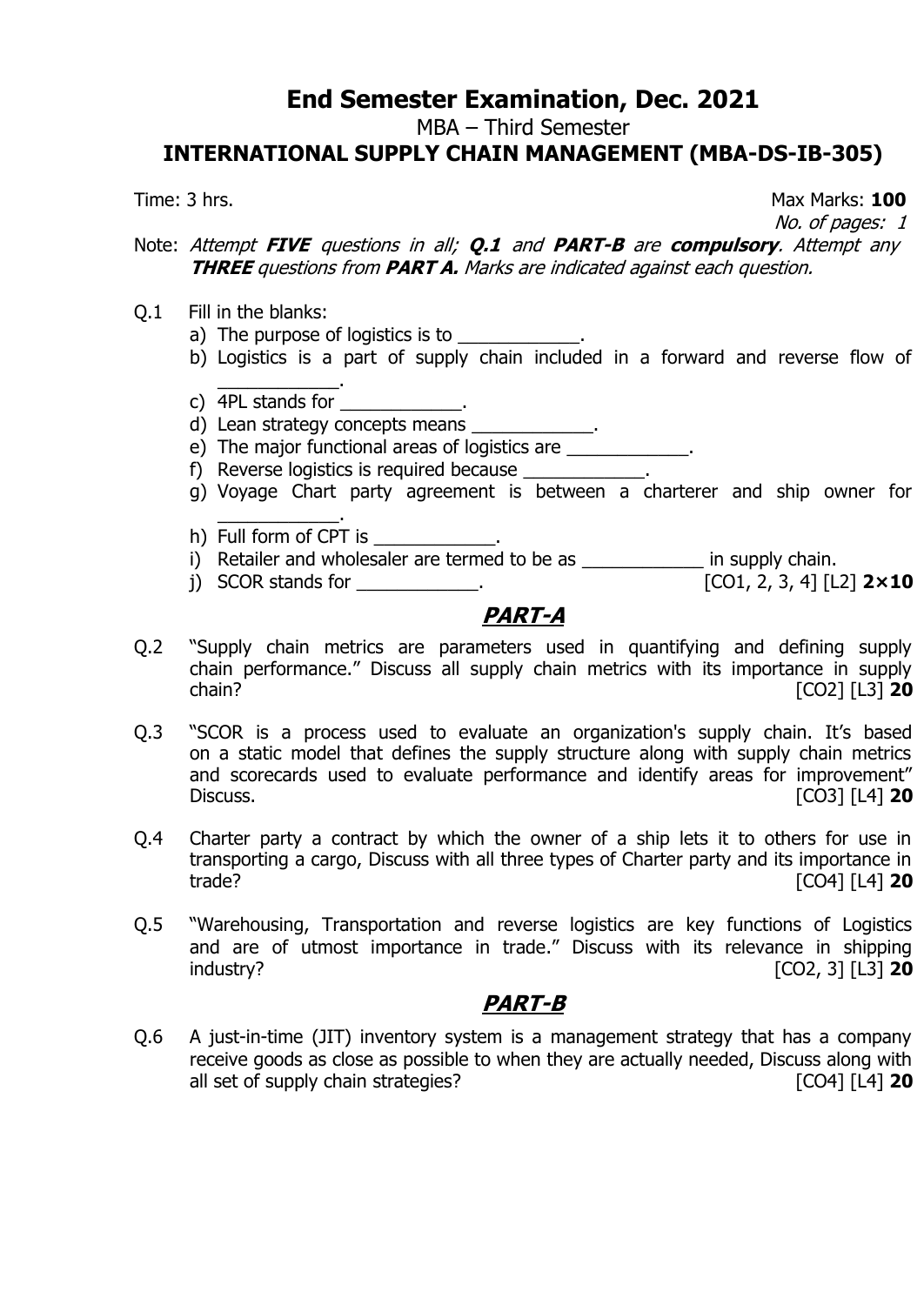# End Semester Examination, Dec. 2021

MBA – Third Semester

## INTERNATIONAL SUPPLY CHAIN MANAGEMENT (MBA-DS-IB-305)

Time: 3 hrs. Max Marks: **100**

*No. of pages: 1*

Note: *Attempt **FIVE** questions in all; **Q.1** and **PART-B** are **compulsory**. Attempt any **THREE** questions from **PART A.** Marks are indicated against each question.*

Q.1 Fill in the blanks:

a) The purpose of logistics is to ____________.

b) Logistics is a part of supply chain included in a forward and reverse flow of ____________.

c) 4PL stands for ____________.

d) Lean strategy concepts means ____________.

e) The major functional areas of logistics are ____________.

f) Reverse logistics is required because ____________.

g) Voyage Chart party agreement is between a charterer and ship owner for ____________.

h) Full form of CPT is ____________.

i) Retailer and wholesaler are termed to be as ____________ in supply chain.

j) SCOR stands for ____________. [CO1, 2, 3, 4] [L2] **2×10**

## PART-A

Q.2 "Supply chain metrics are parameters used in quantifying and defining supply chain performance." Discuss all supply chain metrics with its importance in supply chain? [CO2] [L3] **20**

Q.3 "SCOR is a process used to evaluate an organization's supply chain. It's based on a static model that defines the supply structure along with supply chain metrics and scorecards used to evaluate performance and identify areas for improvement" Discuss. [CO3] [L4] **20**

Q.4 Charter party a contract by which the owner of a ship lets it to others for use in transporting a cargo, Discuss with all three types of Charter party and its importance in trade? [CO4] [L4] **20**

Q.5 "Warehousing, Transportation and reverse logistics are key functions of Logistics and are of utmost importance in trade." Discuss with its relevance in shipping industry? [CO2, 3] [L3] **20**

## PART-B

Q.6 A just-in-time (JIT) inventory system is a management strategy that has a company receive goods as close as possible to when they are actually needed, Discuss along with all set of supply chain strategies? [CO4] [L4] **20**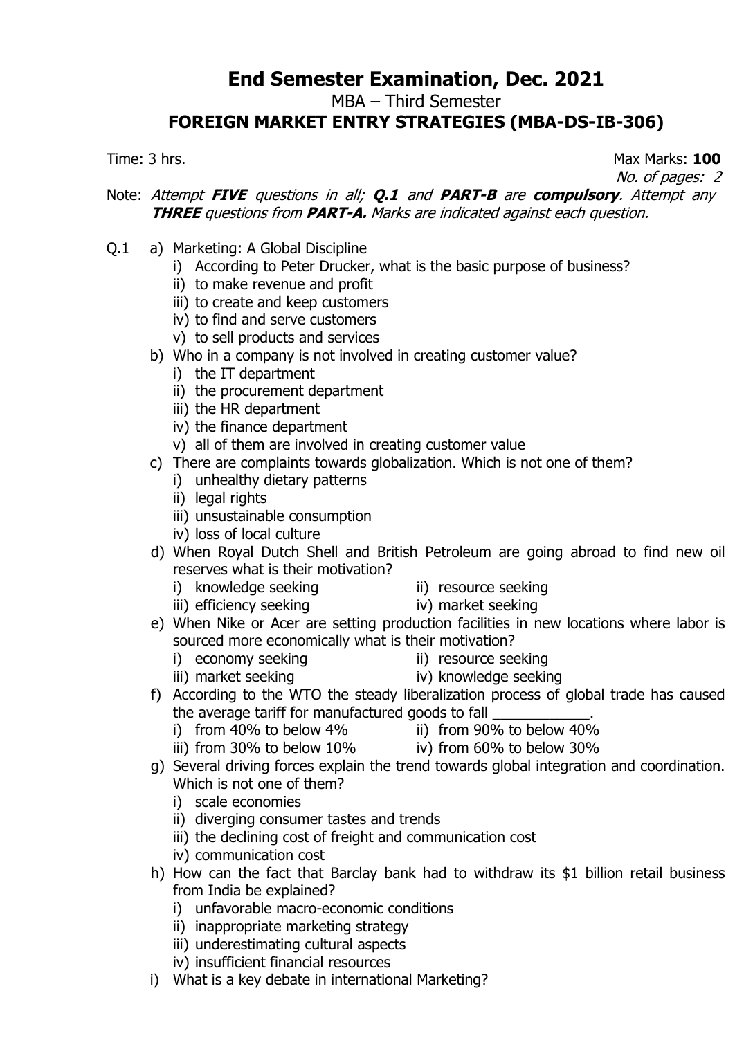# End Semester Examination, Dec. 2021

MBA – Third Semester

## FOREIGN MARKET ENTRY STRATEGIES (MBA-DS-IB-306)

Time: 3 hrs. Max Marks: **100**

*No. of pages: 2*

Note: *Attempt **FIVE** questions in all; **Q.1** and **PART-B** are **compulsory**. Attempt any **THREE** questions from **PART-A.** Marks are indicated against each question.*

Q.1 a) Marketing: A Global Discipline
- i) According to Peter Drucker, what is the basic purpose of business?
- ii) to make revenue and profit
- iii) to create and keep customers
- iv) to find and serve customers
- v) to sell products and services

b) Who in a company is not involved in creating customer value?
- i) the IT department
- ii) the procurement department
- iii) the HR department
- iv) the finance department
- v) all of them are involved in creating customer value

c) There are complaints towards globalization. Which is not one of them?
- i) unhealthy dietary patterns
- ii) legal rights
- iii) unsustainable consumption
- iv) loss of local culture

d) When Royal Dutch Shell and British Petroleum are going abroad to find new oil reserves what is their motivation?
- i) knowledge seeking
- ii) resource seeking
- iii) efficiency seeking
- iv) market seeking

e) When Nike or Acer are setting production facilities in new locations where labor is sourced more economically what is their motivation?
- i) economy seeking
- ii) resource seeking
- iii) market seeking
- iv) knowledge seeking

f) According to the WTO the steady liberalization process of global trade has caused the average tariff for manufactured goods to fall ____________.
- i) from 40% to below 4%
- ii) from 90% to below 40%
- iii) from 30% to below 10%
- iv) from 60% to below 30%

g) Several driving forces explain the trend towards global integration and coordination. Which is not one of them?
- i) scale economies
- ii) diverging consumer tastes and trends
- iii) the declining cost of freight and communication cost
- iv) communication cost

h) How can the fact that Barclay bank had to withdraw its $1 billion retail business from India be explained?
- i) unfavorable macro-economic conditions
- ii) inappropriate marketing strategy
- iii) underestimating cultural aspects
- iv) insufficient financial resources

i) What is a key debate in international Marketing?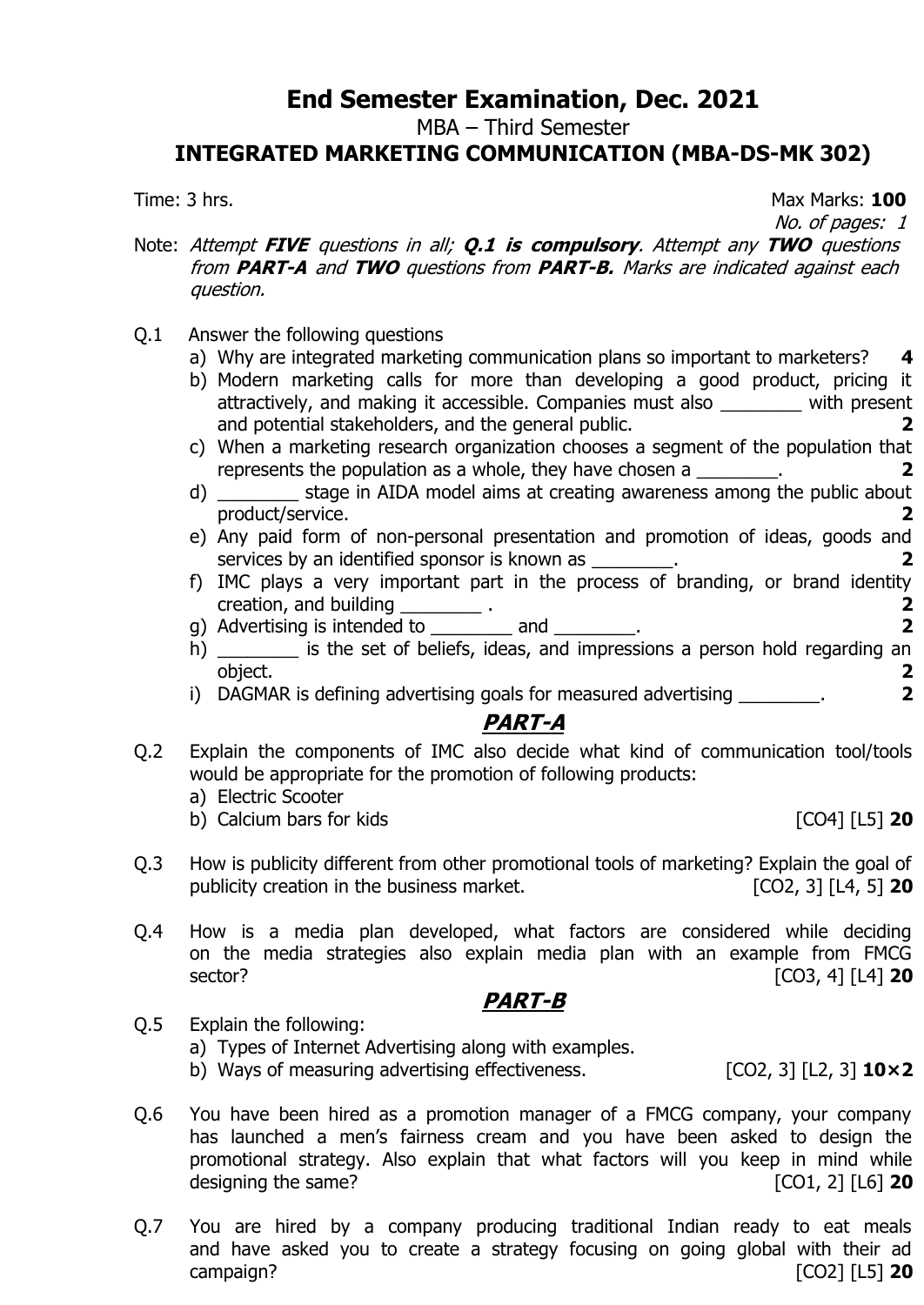# End Semester Examination, Dec. 2021

MBA – Third Semester

## INTEGRATED MARKETING COMMUNICATION (MBA-DS-MK 302)

Time: 3 hrs. Max Marks: **100**

*No. of pages: 1*

Note: *Attempt **FIVE** questions in all; **Q.1 is compulsory**. Attempt any **TWO** questions from **PART-A** and **TWO** questions from **PART-B.** Marks are indicated against each question.*

Q.1 Answer the following questions

a) Why are integrated marketing communication plans so important to marketers? **4**

b) Modern marketing calls for more than developing a good product, pricing it attractively, and making it accessible. Companies must also ________ with present and potential stakeholders, and the general public. **2**

c) When a marketing research organization chooses a segment of the population that represents the population as a whole, they have chosen a ________. **2**

d) ________ stage in AIDA model aims at creating awareness among the public about product/service. **2**

e) Any paid form of non-personal presentation and promotion of ideas, goods and services by an identified sponsor is known as ________. **2**

f) IMC plays a very important part in the process of branding, or brand identity creation, and building ________ . **2**

g) Advertising is intended to ________ and ________. **2**

h) ________ is the set of beliefs, ideas, and impressions a person hold regarding an object. **2**

i) DAGMAR is defining advertising goals for measured advertising ________. **2**

## PART-A

Q.2 Explain the components of IMC also decide what kind of communication tool/tools would be appropriate for the promotion of following products:

a) Electric Scooter

b) Calcium bars for kids [CO4] [L5] **20**

Q.3 How is publicity different from other promotional tools of marketing? Explain the goal of publicity creation in the business market. [CO2, 3] [L4, 5] **20**

Q.4 How is a media plan developed, what factors are considered while deciding on the media strategies also explain media plan with an example from FMCG sector? [CO3, 4] [L4] **20**

## PART-B

Q.5 Explain the following:

a) Types of Internet Advertising along with examples.

b) Ways of measuring advertising effectiveness. [CO2, 3] [L2, 3] **10×2**

Q.6 You have been hired as a promotion manager of a FMCG company, your company has launched a men's fairness cream and you have been asked to design the promotional strategy. Also explain that what factors will you keep in mind while designing the same? [CO1, 2] [L6] **20**

Q.7 You are hired by a company producing traditional Indian ready to eat meals and have asked you to create a strategy focusing on going global with their ad campaign? [CO2] [L5] **20**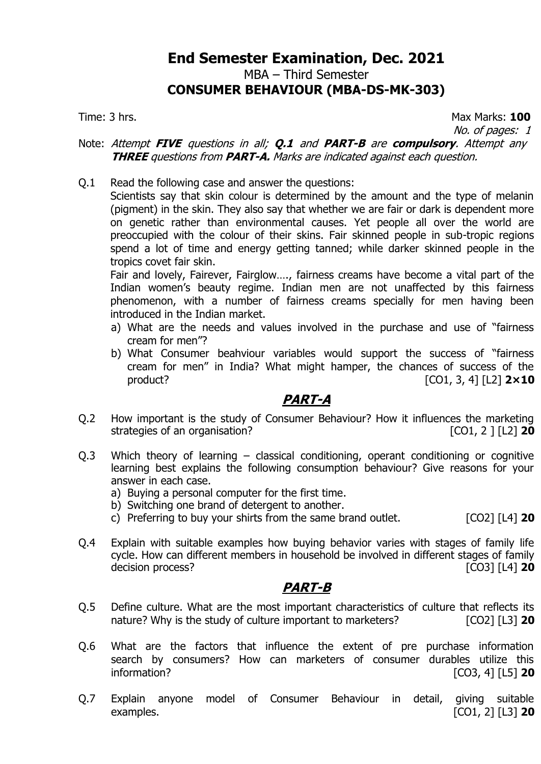# End Semester Examination, Dec. 2021

MBA – Third Semester

**CONSUMER BEHAVIOUR (MBA-DS-MK-303)**

Time: 3 hrs. Max Marks: **100**

*No. of pages: 1*

Note: *Attempt **FIVE** questions in all; **Q.1** and **PART-B** are **compulsory**. Attempt any **THREE** questions from **PART-A.** Marks are indicated against each question.*

Q.1 Read the following case and answer the questions:

Scientists say that skin colour is determined by the amount and the type of melanin (pigment) in the skin. They also say that whether we are fair or dark is dependent more on genetic rather than environmental causes. Yet people all over the world are preoccupied with the colour of their skins. Fair skinned people in sub-tropic regions spend a lot of time and energy getting tanned; while darker skinned people in the tropics covet fair skin.

Fair and lovely, Fairever, Fairglow…., fairness creams have become a vital part of the Indian women's beauty regime. Indian men are not unaffected by this fairness phenomenon, with a number of fairness creams specially for men having been introduced in the Indian market.

a) What are the needs and values involved in the purchase and use of "fairness cream for men"?

b) What Consumer beahviour variables would support the success of "fairness cream for men" in India? What might hamper, the chances of success of the product? [CO1, 3, 4] [L2] **2×10**

## ***PART-A***

Q.2 How important is the study of Consumer Behaviour? How it influences the marketing strategies of an organisation? [CO1, 2 ] [L2] **20**

Q.3 Which theory of learning – classical conditioning, operant conditioning or cognitive learning best explains the following consumption behaviour? Give reasons for your answer in each case.

a) Buying a personal computer for the first time.

b) Switching one brand of detergent to another.

c) Preferring to buy your shirts from the same brand outlet. [CO2] [L4] **20**

Q.4 Explain with suitable examples how buying behavior varies with stages of family life cycle. How can different members in household be involved in different stages of family decision process? [CO3] [L4] **20**

## ***PART-B***

Q.5 Define culture. What are the most important characteristics of culture that reflects its nature? Why is the study of culture important to marketers? [CO2] [L3] **20**

Q.6 What are the factors that influence the extent of pre purchase information search by consumers? How can marketers of consumer durables utilize this information? [CO3, 4] [L5] **20**

Q.7 Explain anyone model of Consumer Behaviour in detail, giving suitable examples. [CO1, 2] [L3] **20**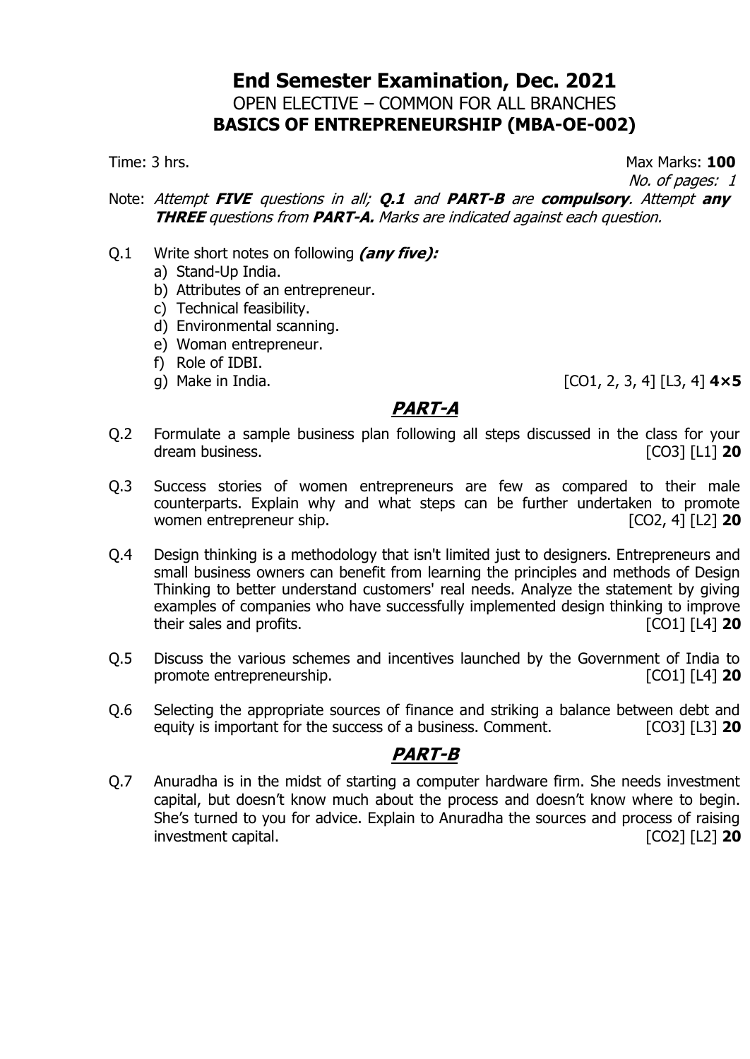# End Semester Examination, Dec. 2021

## OPEN ELECTIVE – COMMON FOR ALL BRANCHES

## BASICS OF ENTREPRENEURSHIP (MBA-OE-002)

Time: 3 hrs. Max Marks: **100**

*No. of pages: 1*

Note: *Attempt **FIVE** questions in all; **Q.1** and **PART-B** are **compulsory**. Attempt **any THREE** questions from **PART-A.** Marks are indicated against each question.*

Q.1 Write short notes on following ***(any five):***

a) Stand-Up India.
b) Attributes of an entrepreneur.
c) Technical feasibility.
d) Environmental scanning.
e) Woman entrepreneur.
f) Role of IDBI.
g) Make in India. [CO1, 2, 3, 4] [L3, 4] **4×5**

## *PART-A*

Q.2 Formulate a sample business plan following all steps discussed in the class for your dream business. [CO3] [L1] **20**

Q.3 Success stories of women entrepreneurs are few as compared to their male counterparts. Explain why and what steps can be further undertaken to promote women entrepreneur ship. [CO2, 4] [L2] **20**

Q.4 Design thinking is a methodology that isn't limited just to designers. Entrepreneurs and small business owners can benefit from learning the principles and methods of Design Thinking to better understand customers' real needs. Analyze the statement by giving examples of companies who have successfully implemented design thinking to improve their sales and profits. [CO1] [L4] **20**

Q.5 Discuss the various schemes and incentives launched by the Government of India to promote entrepreneurship. [CO1] [L4] **20**

Q.6 Selecting the appropriate sources of finance and striking a balance between debt and equity is important for the success of a business. Comment. [CO3] [L3] **20**

## *PART-B*

Q.7 Anuradha is in the midst of starting a computer hardware firm. She needs investment capital, but doesn't know much about the process and doesn't know where to begin. She's turned to you for advice. Explain to Anuradha the sources and process of raising investment capital. [CO2] [L2] **20**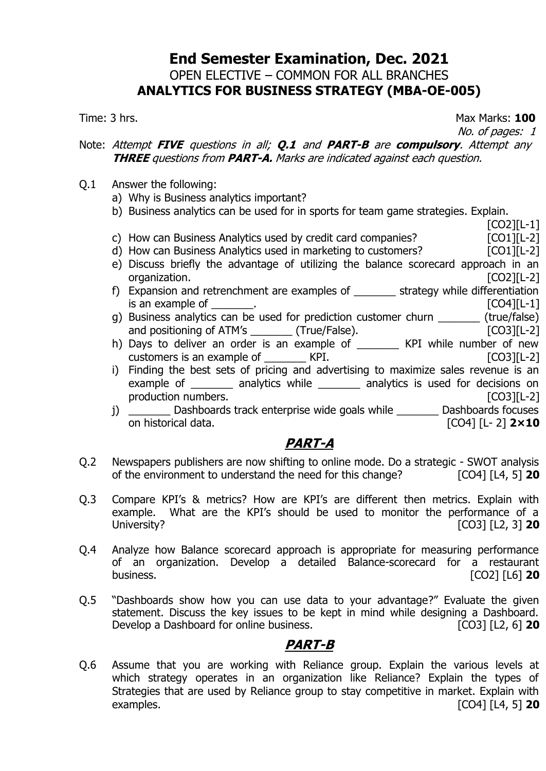# End Semester Examination, Dec. 2021

## OPEN ELECTIVE – COMMON FOR ALL BRANCHES

## ANALYTICS FOR BUSINESS STRATEGY (MBA-OE-005)

Time: 3 hrs. Max Marks: **100**

*No. of pages: 1*

Note: *Attempt **FIVE** questions in all; **Q.1** and **PART-B** are **compulsory**. Attempt any **THREE** questions from **PART-A.** Marks are indicated against each question.*

Q.1 Answer the following:

a) Why is Business analytics important?

b) Business analytics can be used for in sports for team game strategies. Explain. [CO2][L-1]

c) How can Business Analytics used by credit card companies? [CO1][L-2]

d) How can Business Analytics used in marketing to customers? [CO1][L-2]

e) Discuss briefly the advantage of utilizing the balance scorecard approach in an organization. [CO2][L-2]

f) Expansion and retrenchment are examples of _______ strategy while differentiation is an example of _______. [CO4][L-1]

g) Business analytics can be used for prediction customer churn _______ (true/false) and positioning of ATM's _______ (True/False). [CO3][L-2]

h) Days to deliver an order is an example of _______ KPI while number of new customers is an example of _______ KPI. [CO3][L-2]

i) Finding the best sets of pricing and advertising to maximize sales revenue is an example of _______ analytics while _______ analytics is used for decisions on production numbers. [CO3][L-2]

j) _______ Dashboards track enterprise wide goals while _______ Dashboards focuses on historical data. [CO4] [L- 2] **2×10**

## *PART-A*

Q.2 Newspapers publishers are now shifting to online mode. Do a strategic - SWOT analysis of the environment to understand the need for this change? [CO4] [L4, 5] **20**

Q.3 Compare KPI's & metrics? How are KPI's are different then metrics. Explain with example. What are the KPI's should be used to monitor the performance of a University? [CO3] [L2, 3] **20**

Q.4 Analyze how Balance scorecard approach is appropriate for measuring performance of an organization. Develop a detailed Balance-scorecard for a restaurant business. [CO2] [L6] **20**

Q.5 "Dashboards show how you can use data to your advantage?" Evaluate the given statement. Discuss the key issues to be kept in mind while designing a Dashboard. Develop a Dashboard for online business. [CO3] [L2, 6] **20**

## *PART-B*

Q.6 Assume that you are working with Reliance group. Explain the various levels at which strategy operates in an organization like Reliance? Explain the types of Strategies that are used by Reliance group to stay competitive in market. Explain with examples. [CO4] [L4, 5] **20**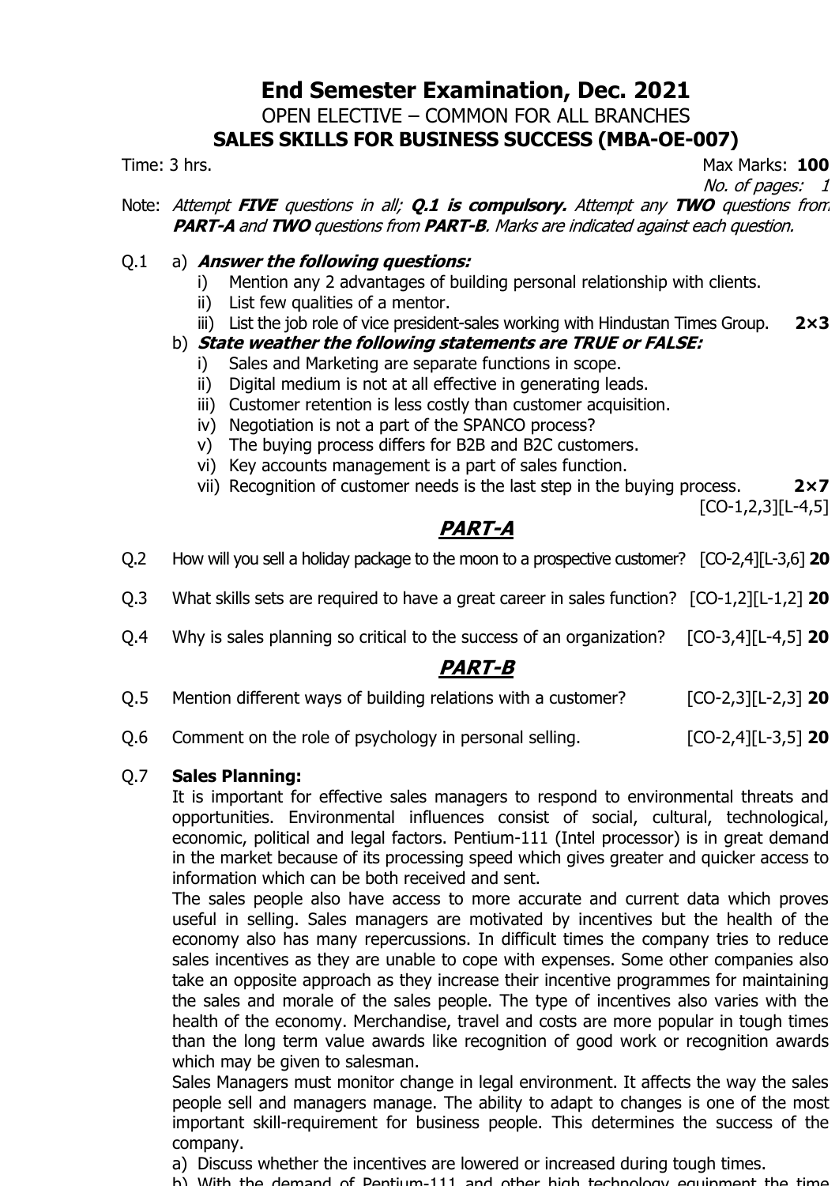# End Semester Examination, Dec. 2021

OPEN ELECTIVE – COMMON FOR ALL BRANCHES

## SALES SKILLS FOR BUSINESS SUCCESS (MBA-OE-007)

Time: 3 hrs. Max Marks: **100**

No. of pages: 1

Note: *Attempt **FIVE** questions in all; **Q.1 is compulsory.** Attempt any **TWO** questions from **PART-A** and **TWO** questions from **PART-B**. Marks are indicated against each question.*

Q.1 a) ***Answer the following questions:***

i) Mention any 2 advantages of building personal relationship with clients.

ii) List few qualities of a mentor.

iii) List the job role of vice president-sales working with Hindustan Times Group. **2×3**

b) ***State weather the following statements are TRUE or FALSE:***

i) Sales and Marketing are separate functions in scope.

ii) Digital medium is not at all effective in generating leads.

iii) Customer retention is less costly than customer acquisition.

iv) Negotiation is not a part of the SPANCO process?

v) The buying process differs for B2B and B2C customers.

vi) Key accounts management is a part of sales function.

vii) Recognition of customer needs is the last step in the buying process. **2×7**

[CO-1,2,3][L-4,5]

## PART-A

Q.2 How will you sell a holiday package to the moon to a prospective customer? [CO-2,4][L-3,6] **20**

Q.3 What skills sets are required to have a great career in sales function? [CO-1,2][L-1,2] **20**

Q.4 Why is sales planning so critical to the success of an organization? [CO-3,4][L-4,5] **20**

## PART-B

Q.5 Mention different ways of building relations with a customer? [CO-2,3][L-2,3] **20**

Q.6 Comment on the role of psychology in personal selling. [CO-2,4][L-3,5] **20**

Q.7 **Sales Planning:**

It is important for effective sales managers to respond to environmental threats and opportunities. Environmental influences consist of social, cultural, technological, economic, political and legal factors. Pentium-111 (Intel processor) is in great demand in the market because of its processing speed which gives greater and quicker access to information which can be both received and sent.

The sales people also have access to more accurate and current data which proves useful in selling. Sales managers are motivated by incentives but the health of the economy also has many repercussions. In difficult times the company tries to reduce sales incentives as they are unable to cope with expenses. Some other companies also take an opposite approach as they increase their incentive programmes for maintaining the sales and morale of the sales people. The type of incentives also varies with the health of the economy. Merchandise, travel and costs are more popular in tough times than the long term value awards like recognition of good work or recognition awards which may be given to salesman.

Sales Managers must monitor change in legal environment. It affects the way the sales people sell and managers manage. The ability to adapt to changes is one of the most important skill-requirement for business people. This determines the success of the company.

a) Discuss whether the incentives are lowered or increased during tough times.

b) With the demand of Pentium-111 and other high technology equipment the time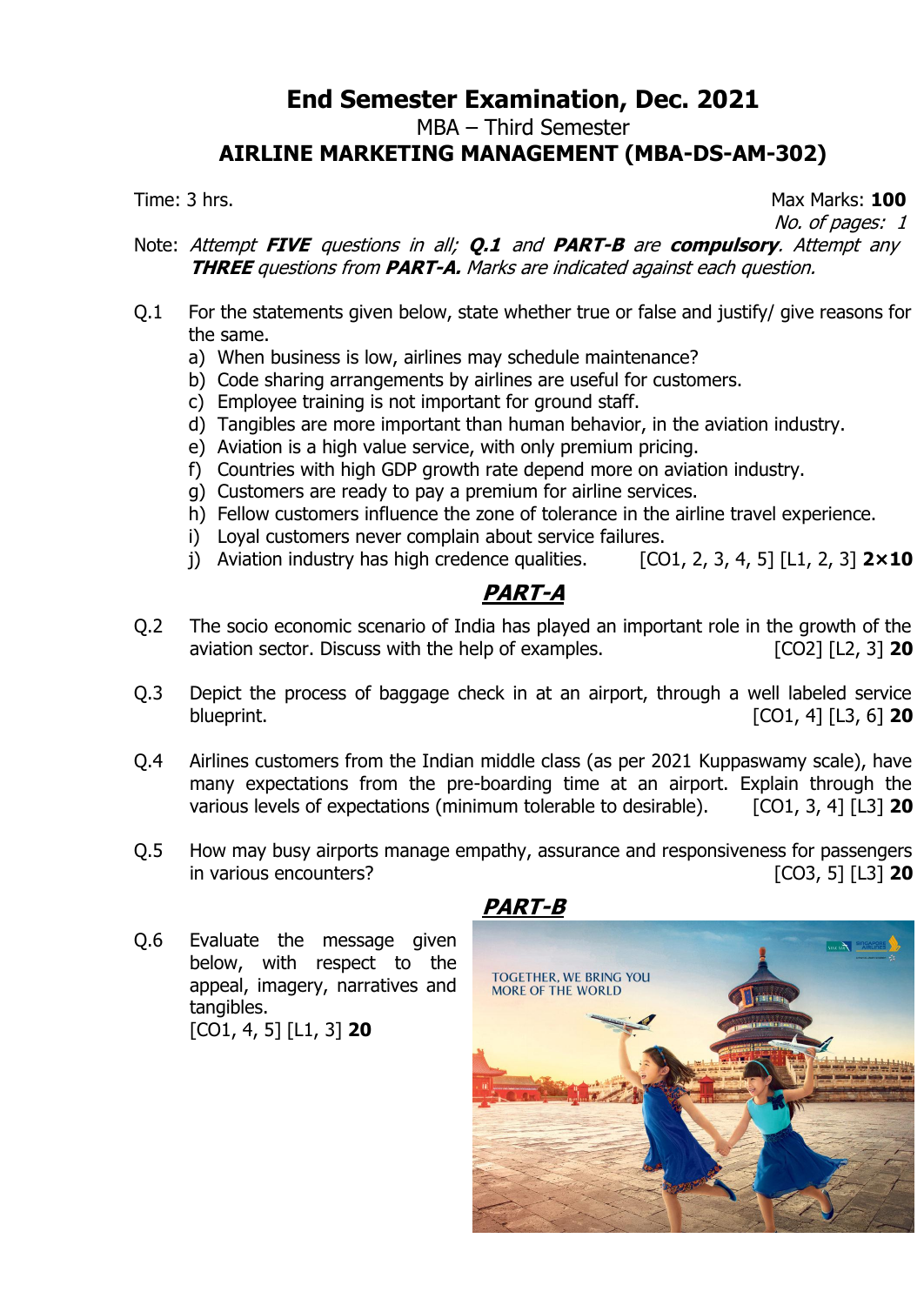# End Semester Examination, Dec. 2021

MBA – Third Semester

**AIRLINE MARKETING MANAGEMENT (MBA-DS-AM-302)**

Time: 3 hrs. Max Marks: **100**

*No. of pages: 1*

Note: *Attempt **FIVE** questions in all; **Q.1** and **PART-B** are **compulsory**. Attempt any **THREE** questions from **PART-A.** Marks are indicated against each question.*

Q.1 For the statements given below, state whether true or false and justify/ give reasons for the same.

a) When business is low, airlines may schedule maintenance?
b) Code sharing arrangements by airlines are useful for customers.
c) Employee training is not important for ground staff.
d) Tangibles are more important than human behavior, in the aviation industry.
e) Aviation is a high value service, with only premium pricing.
f) Countries with high GDP growth rate depend more on aviation industry.
g) Customers are ready to pay a premium for airline services.
h) Fellow customers influence the zone of tolerance in the airline travel experience.
i) Loyal customers never complain about service failures.
j) Aviation industry has high credence qualities. [CO1, 2, 3, 4, 5] [L1, 2, 3] **2×10**

## *PART-A*

Q.2 The socio economic scenario of India has played an important role in the growth of the aviation sector. Discuss with the help of examples. [CO2] [L2, 3] **20**

Q.3 Depict the process of baggage check in at an airport, through a well labeled service blueprint. [CO1, 4] [L3, 6] **20**

Q.4 Airlines customers from the Indian middle class (as per 2021 Kuppaswamy scale), have many expectations from the pre-boarding time at an airport. Explain through the various levels of expectations (minimum tolerable to desirable). [CO1, 3, 4] [L3] **20**

Q.5 How may busy airports manage empathy, assurance and responsiveness for passengers in various encounters? [CO3, 5] [L3] **20**

## *PART-B*

Q.6 Evaluate the message given below, with respect to the appeal, imagery, narratives and tangibles. [CO1, 4, 5] [L1, 3] **20**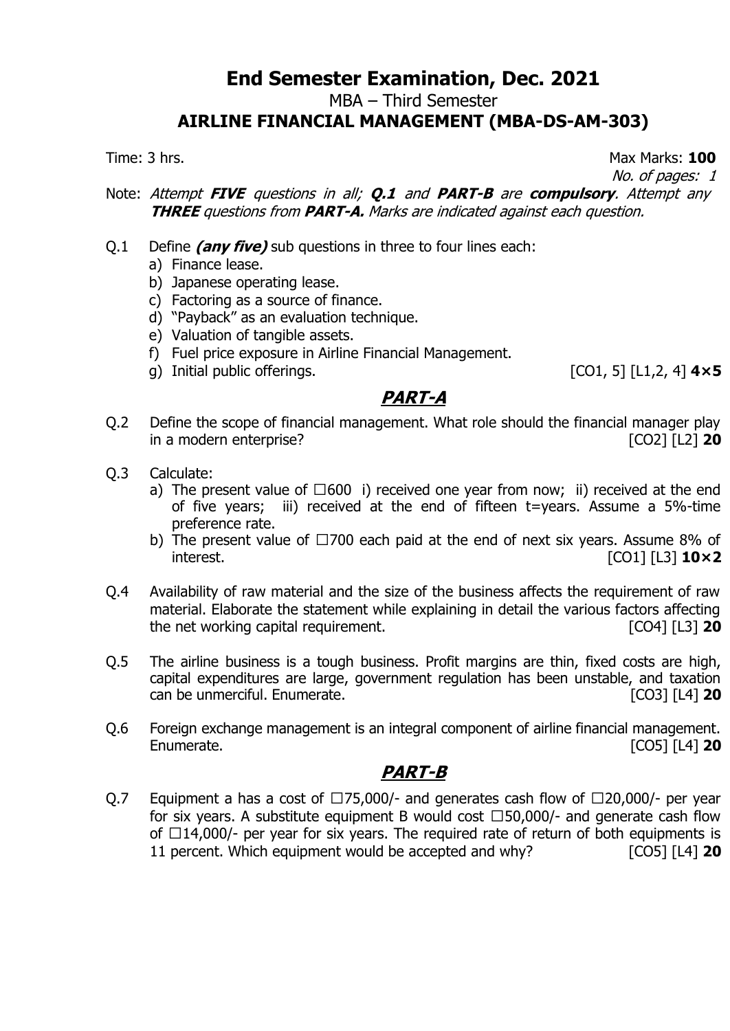# End Semester Examination, Dec. 2021

MBA – Third Semester

**AIRLINE FINANCIAL MANAGEMENT (MBA-DS-AM-303)**

Time: 3 hrs. Max Marks: **100**

*No. of pages: 1*

Note: *Attempt* ***FIVE*** *questions in all;* ***Q.1*** *and* ***PART-B*** *are* ***compulsory****. Attempt any* ***THREE*** *questions from* ***PART-A.*** *Marks are indicated against each question.*

Q.1 Define ***(any five)*** sub questions in three to four lines each:

a) Finance lease.
b) Japanese operating lease.
c) Factoring as a source of finance.
d) "Payback" as an evaluation technique.
e) Valuation of tangible assets.
f) Fuel price exposure in Airline Financial Management.
g) Initial public offerings. [CO1, 5] [L1,2, 4] **4×5**

## PART-A

Q.2 Define the scope of financial management. What role should the financial manager play in a modern enterprise? [CO2] [L2] **20**

Q.3 Calculate:

a) The present value of ☐600 i) received one year from now; ii) received at the end of five years; iii) received at the end of fifteen t=years. Assume a 5%-time preference rate.
b) The present value of ☐700 each paid at the end of next six years. Assume 8% of interest. [CO1] [L3] **10×2**

Q.4 Availability of raw material and the size of the business affects the requirement of raw material. Elaborate the statement while explaining in detail the various factors affecting the net working capital requirement. [CO4] [L3] **20**

Q.5 The airline business is a tough business. Profit margins are thin, fixed costs are high, capital expenditures are large, government regulation has been unstable, and taxation can be unmerciful. Enumerate. [CO3] [L4] **20**

Q.6 Foreign exchange management is an integral component of airline financial management. Enumerate. [CO5] [L4] **20**

## PART-B

Q.7 Equipment a has a cost of ☐75,000/- and generates cash flow of ☐20,000/- per year for six years. A substitute equipment B would cost ☐50,000/- and generate cash flow of ☐14,000/- per year for six years. The required rate of return of both equipments is 11 percent. Which equipment would be accepted and why? [CO5] [L4] **20**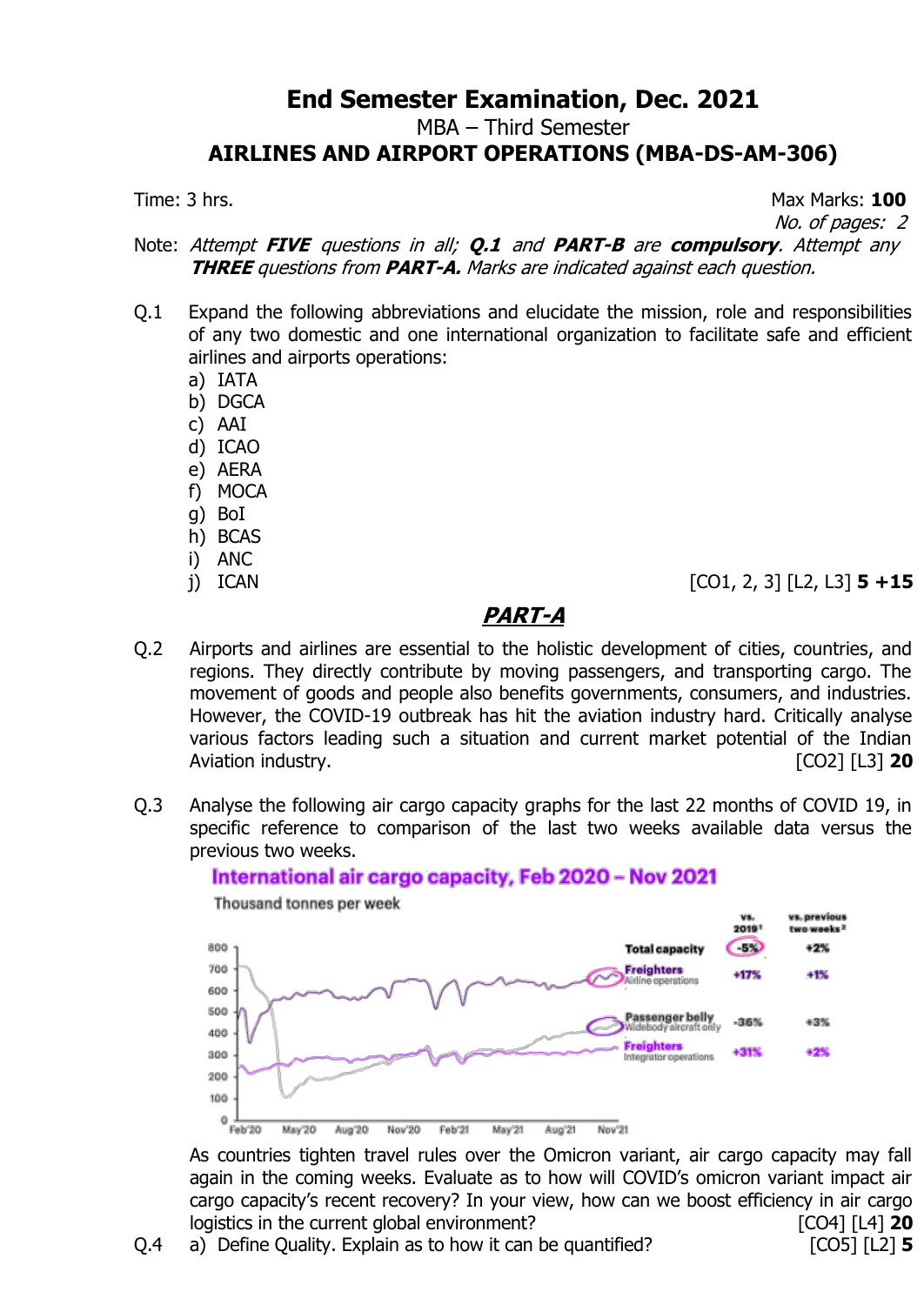# End Semester Examination, Dec. 2021

MBA – Third Semester

**AIRLINES AND AIRPORT OPERATIONS (MBA-DS-AM-306)**

Time: 3 hrs. Max Marks: **100**

*No. of pages: 2*

Note: *Attempt **FIVE** questions in all; **Q.1** and **PART-B** are **compulsory**. Attempt any **THREE** questions from **PART-A.** Marks are indicated against each question.*

Q.1 Expand the following abbreviations and elucidate the mission, role and responsibilities of any two domestic and one international organization to facilitate safe and efficient airlines and airports operations:

a) IATA
b) DGCA
c) AAI
d) ICAO
e) AERA
f) MOCA
g) BoI
h) BCAS
i) ANC
j) ICAN

[CO1, 2, 3] [L2, L3] **5 +15**

## *PART-A*

Q.2 Airports and airlines are essential to the holistic development of cities, countries, and regions. They directly contribute by moving passengers, and transporting cargo. The movement of goods and people also benefits governments, consumers, and industries. However, the COVID-19 outbreak has hit the aviation industry hard. Critically analyse various factors leading such a situation and current market potential of the Indian Aviation industry. [CO2] [L3] **20**

Q.3 Analyse the following air cargo capacity graphs for the last 22 months of COVID 19, in specific reference to comparison of the last two weeks available data versus the previous two weeks.

International air cargo capacity, Feb 2020 – Nov 2021

Thousand tonnes per week

800
700
600
500
400
300
200
100
0

Feb'20 May'20 Aug'20 Nov'20 Feb'21 May'21 Aug'21 Nov'21

vs. 2019[1]
vs. previous two weeks[2]

Total capacity -5% +2%

Freighters (Airline operations) +17% +1%

Passenger belly (Widebody aircraft only) -36% +3%

Freighters (Integrator operations) +31% +2%

As countries tighten travel rules over the Omicron variant, air cargo capacity may fall again in the coming weeks. Evaluate as to how will COVID's omicron variant impact air cargo capacity's recent recovery? In your view, how can we boost efficiency in air cargo logistics in the current global environment? [CO4] [L4] **20**

Q.4 a) Define Quality. Explain as to how it can be quantified? [CO5] [L2] **5**